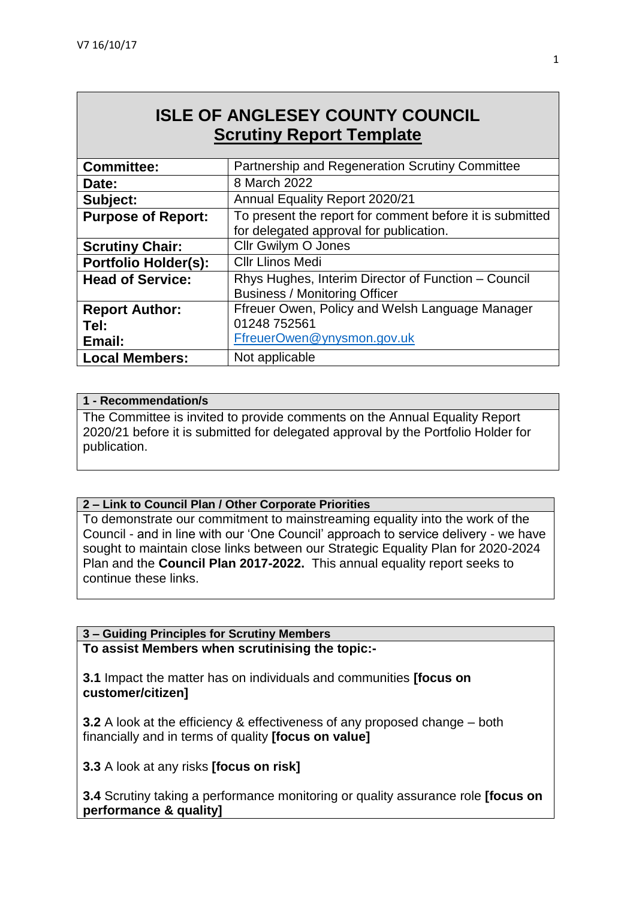# ISLE OF ANGLESEY COUNTY COUNCIL
## Scrutiny Report Template

| | |
|---|---|
| **Committee:** | Partnership and Regeneration Scrutiny Committee |
| **Date:** | 8 March 2022 |
| **Subject:** | Annual Equality Report 2020/21 |
| **Purpose of Report:** | To present the report for comment before it is submitted for delegated approval for publication. |
| **Scrutiny Chair:** | Cllr Gwilym O Jones |
| **Portfolio Holder(s):** | Cllr Llinos Medi |
| **Head of Service:** | Rhys Hughes, Interim Director of Function – Council Business / Monitoring Officer |
| **Report Author:**<br>**Tel:**<br>**Email:** | Ffreuer Owen, Policy and Welsh Language Manager<br>01248 752561<br>FfreuerOwen@ynysmon.gov.uk |
| **Local Members:** | Not applicable |

**1 - Recommendation/s**

The Committee is invited to provide comments on the Annual Equality Report 2020/21 before it is submitted for delegated approval by the Portfolio Holder for publication.

**2 – Link to Council Plan / Other Corporate Priorities**

To demonstrate our commitment to mainstreaming equality into the work of the Council - and in line with our 'One Council' approach to service delivery - we have sought to maintain close links between our Strategic Equality Plan for 2020-2024 Plan and the **Council Plan 2017-2022.** This annual equality report seeks to continue these links.

**3 – Guiding Principles for Scrutiny Members**

**To assist Members when scrutinising the topic:-**

**3.1** Impact the matter has on individuals and communities **[focus on customer/citizen]**

**3.2** A look at the efficiency & effectiveness of any proposed change – both financially and in terms of quality **[focus on value]**

**3.3** A look at any risks **[focus on risk]**

**3.4** Scrutiny taking a performance monitoring or quality assurance role **[focus on performance & quality]**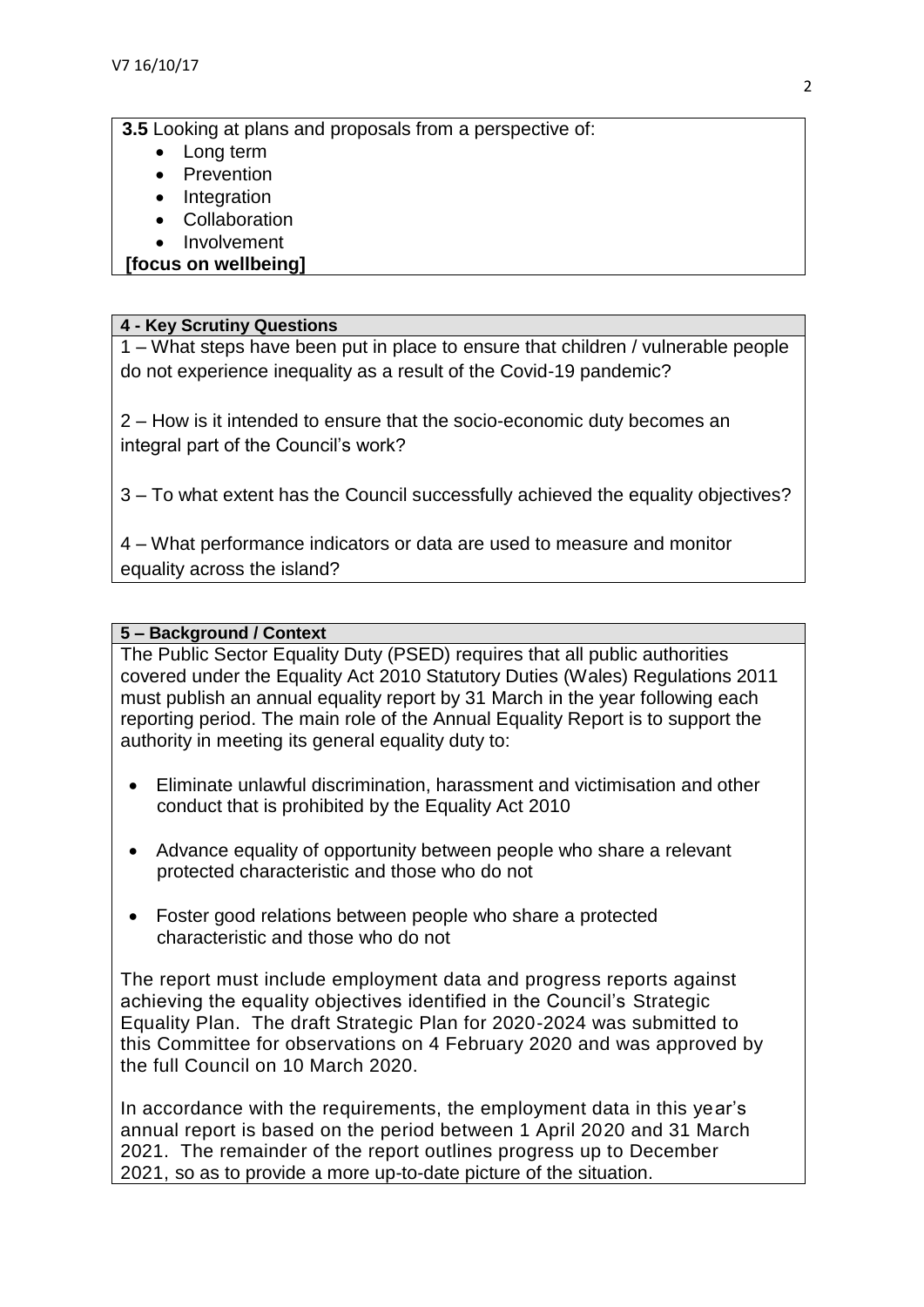**3.5** Looking at plans and proposals from a perspective of:

- Long term
- Prevention
- Integration
- Collaboration
- Involvement

**[focus on wellbeing]**

**4 - Key Scrutiny Questions**

1 – What steps have been put in place to ensure that children / vulnerable people do not experience inequality as a result of the Covid-19 pandemic?

2 – How is it intended to ensure that the socio-economic duty becomes an integral part of the Council's work?

3 – To what extent has the Council successfully achieved the equality objectives?

4 – What performance indicators or data are used to measure and monitor equality across the island?

**5 – Background / Context**

The Public Sector Equality Duty (PSED) requires that all public authorities covered under the Equality Act 2010 Statutory Duties (Wales) Regulations 2011 must publish an annual equality report by 31 March in the year following each reporting period. The main role of the Annual Equality Report is to support the authority in meeting its general equality duty to:

- Eliminate unlawful discrimination, harassment and victimisation and other conduct that is prohibited by the Equality Act 2010
- Advance equality of opportunity between people who share a relevant protected characteristic and those who do not
- Foster good relations between people who share a protected characteristic and those who do not

The report must include employment data and progress reports against achieving the equality objectives identified in the Council's Strategic Equality Plan. The draft Strategic Plan for 2020-2024 was submitted to this Committee for observations on 4 February 2020 and was approved by the full Council on 10 March 2020.

In accordance with the requirements, the employment data in this year's annual report is based on the period between 1 April 2020 and 31 March 2021. The remainder of the report outlines progress up to December 2021, so as to provide a more up-to-date picture of the situation.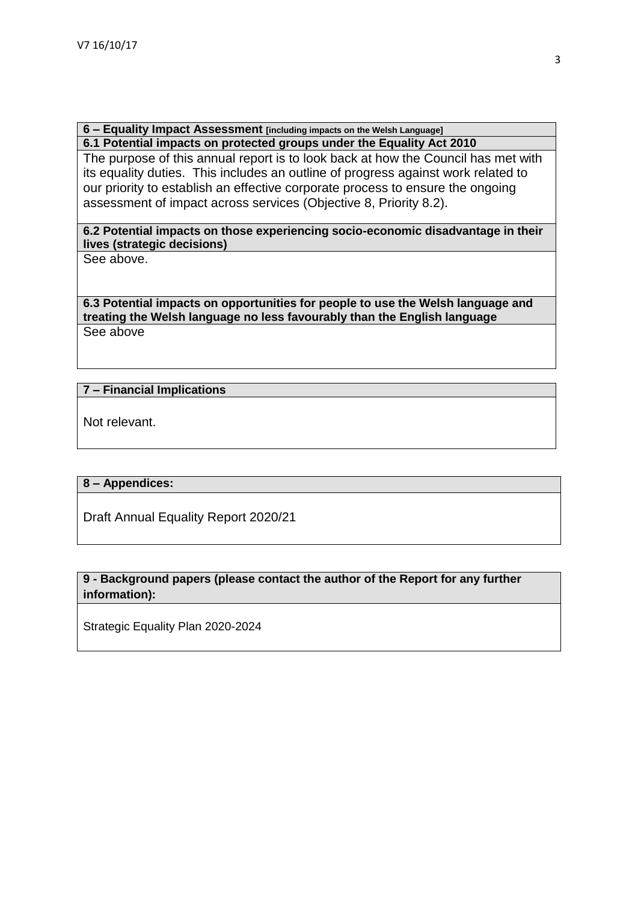**6 – Equality Impact Assessment [including impacts on the Welsh Language]**

**6.1 Potential impacts on protected groups under the Equality Act 2010**

The purpose of this annual report is to look back at how the Council has met with its equality duties. This includes an outline of progress against work related to our priority to establish an effective corporate process to ensure the ongoing assessment of impact across services (Objective 8, Priority 8.2).

**6.2 Potential impacts on those experiencing socio-economic disadvantage in their lives (strategic decisions)**

See above.

**6.3 Potential impacts on opportunities for people to use the Welsh language and treating the Welsh language no less favourably than the English language**

See above

**7 – Financial Implications**

Not relevant.

**8 – Appendices:**

Draft Annual Equality Report 2020/21

**9 - Background papers (please contact the author of the Report for any further information):**

Strategic Equality Plan 2020-2024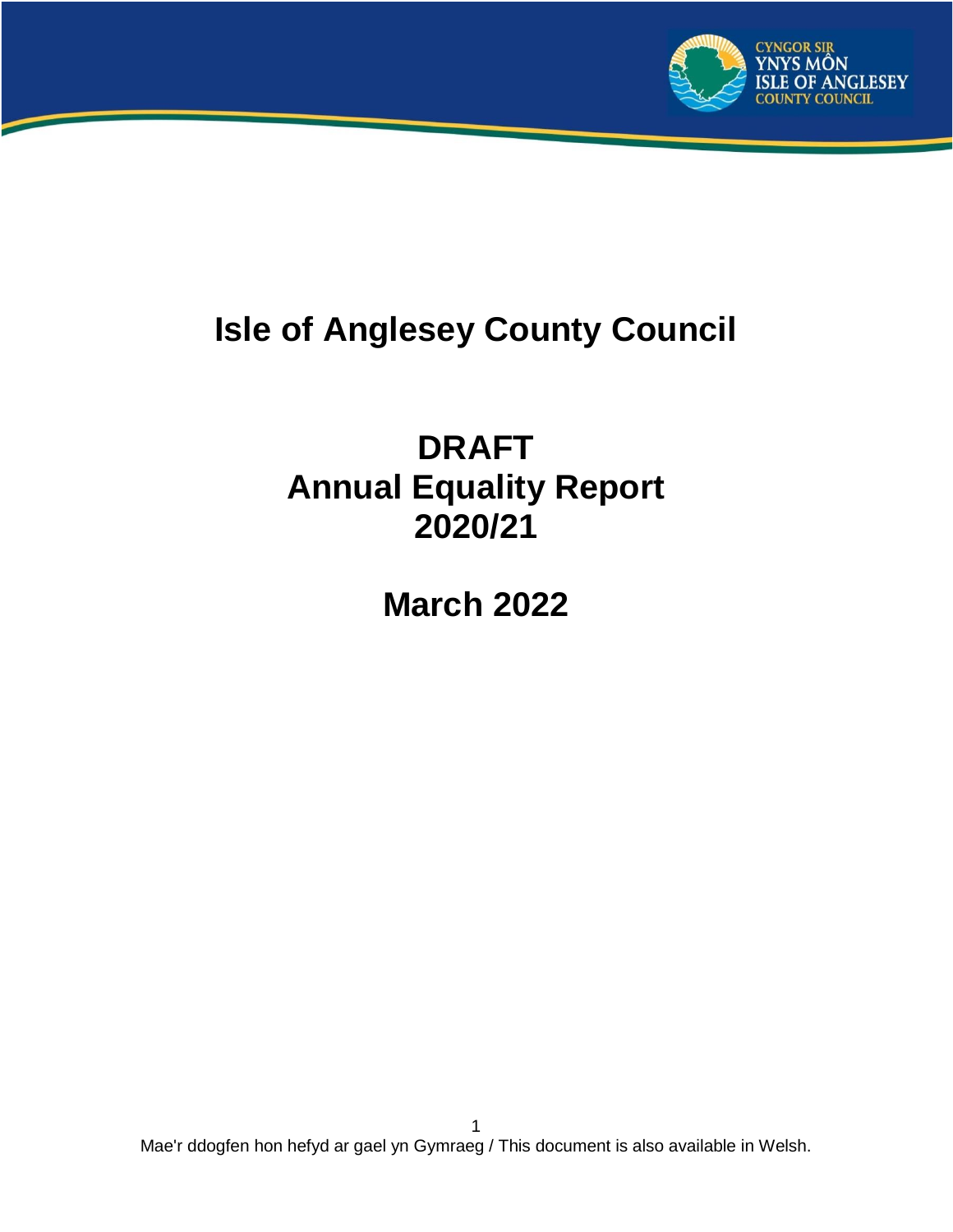# Isle of Anglesey County Council

# DRAFT
# Annual Equality Report
# 2020/21

# March 2022

Mae'r ddogfen hon hefyd ar gael yn Gymraeg / This document is also available in Welsh.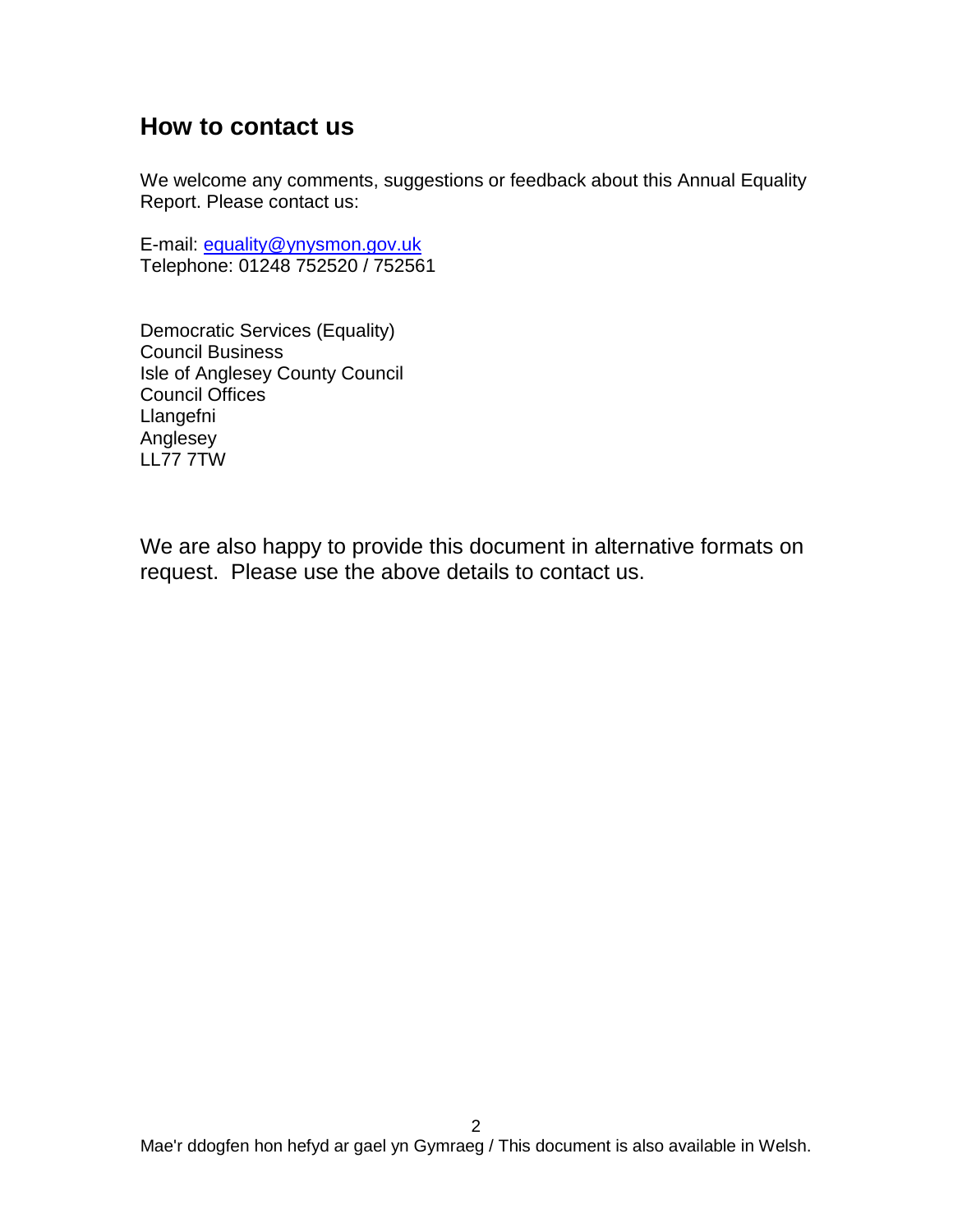## How to contact us

We welcome any comments, suggestions or feedback about this Annual Equality Report. Please contact us:

E-mail: [equality@ynysmon.gov.uk](mailto:equality@ynysmon.gov.uk)  
Telephone: 01248 752520 / 752561

Democratic Services (Equality)  
Council Business  
Isle of Anglesey County Council  
Council Offices  
Llangefni  
Anglesey  
LL77 7TW

We are also happy to provide this document in alternative formats on request. Please use the above details to contact us.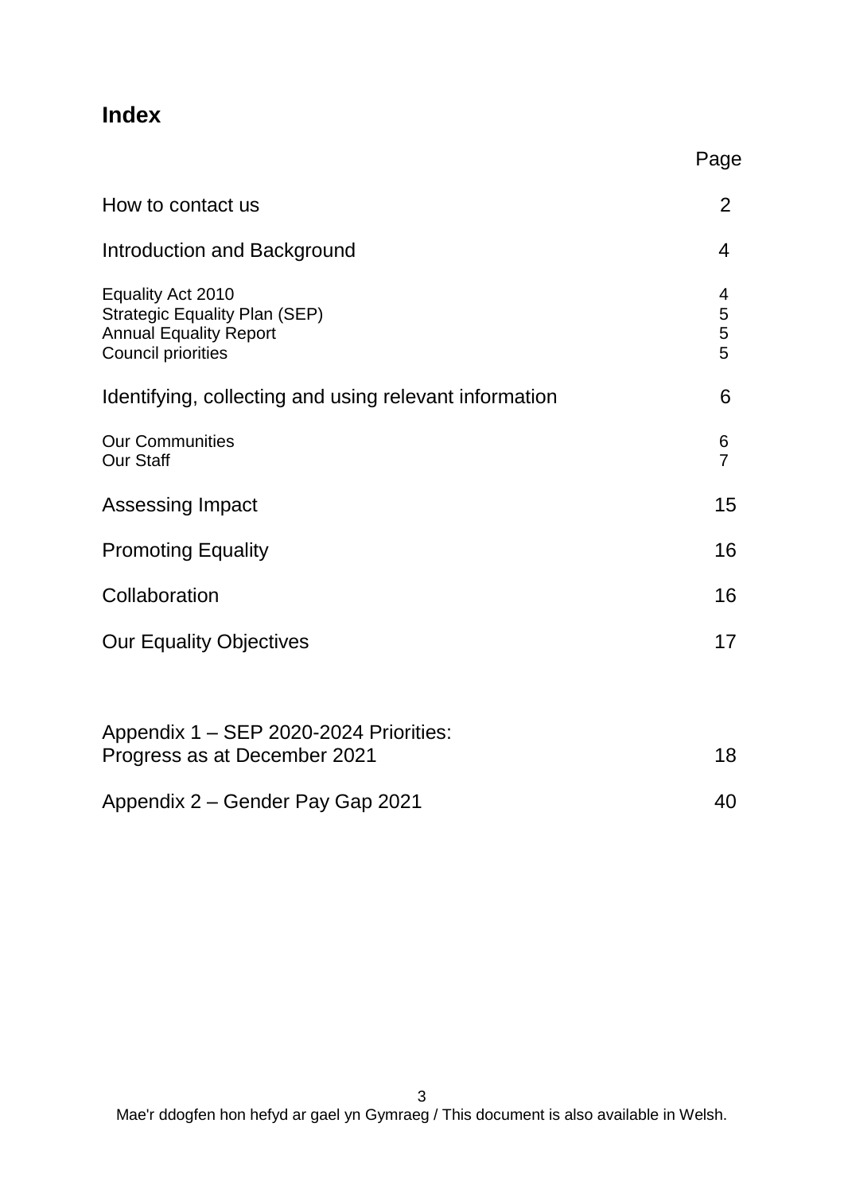## Index

| | Page |
|---|---|
| How to contact us | 2 |
| Introduction and Background | 4 |
| Equality Act 2010 | 4 |
| Strategic Equality Plan (SEP) | 5 |
| Annual Equality Report | 5 |
| Council priorities | 5 |
| Identifying, collecting and using relevant information | 6 |
| Our Communities | 6 |
| Our Staff | 7 |
| Assessing Impact | 15 |
| Promoting Equality | 16 |
| Collaboration | 16 |
| Our Equality Objectives | 17 |
| Appendix 1 – SEP 2020-2024 Priorities: Progress as at December 2021 | 18 |
| Appendix 2 – Gender Pay Gap 2021 | 40 |

Mae'r ddogfen hon hefyd ar gael yn Gymraeg / This document is also available in Welsh.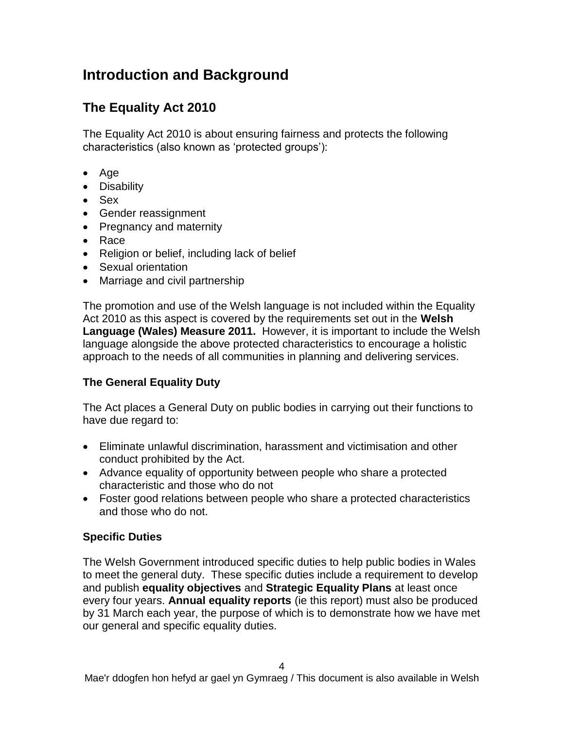# Introduction and Background

## The Equality Act 2010

The Equality Act 2010 is about ensuring fairness and protects the following characteristics (also known as 'protected groups'):

- Age
- Disability
- Sex
- Gender reassignment
- Pregnancy and maternity
- Race
- Religion or belief, including lack of belief
- Sexual orientation
- Marriage and civil partnership

The promotion and use of the Welsh language is not included within the Equality Act 2010 as this aspect is covered by the requirements set out in the **Welsh Language (Wales) Measure 2011.** However, it is important to include the Welsh language alongside the above protected characteristics to encourage a holistic approach to the needs of all communities in planning and delivering services.

### The General Equality Duty

The Act places a General Duty on public bodies in carrying out their functions to have due regard to:

- Eliminate unlawful discrimination, harassment and victimisation and other conduct prohibited by the Act.
- Advance equality of opportunity between people who share a protected characteristic and those who do not
- Foster good relations between people who share a protected characteristics and those who do not.

### Specific Duties

The Welsh Government introduced specific duties to help public bodies in Wales to meet the general duty. These specific duties include a requirement to develop and publish **equality objectives** and **Strategic Equality Plans** at least once every four years. **Annual equality reports** (ie this report) must also be produced by 31 March each year, the purpose of which is to demonstrate how we have met our general and specific equality duties.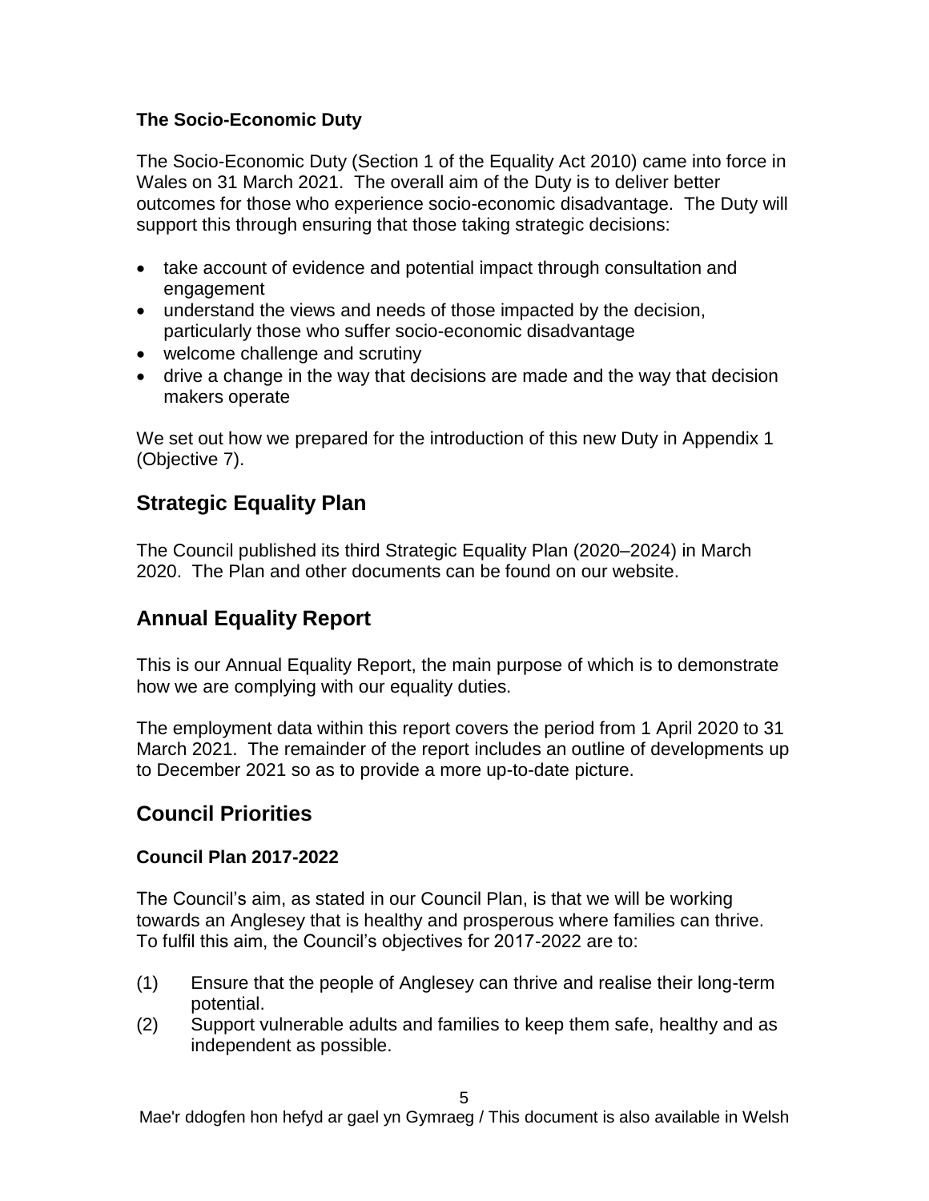### The Socio-Economic Duty

The Socio-Economic Duty (Section 1 of the Equality Act 2010) came into force in Wales on 31 March 2021. The overall aim of the Duty is to deliver better outcomes for those who experience socio-economic disadvantage. The Duty will support this through ensuring that those taking strategic decisions:

- take account of evidence and potential impact through consultation and engagement
- understand the views and needs of those impacted by the decision, particularly those who suffer socio-economic disadvantage
- welcome challenge and scrutiny
- drive a change in the way that decisions are made and the way that decision makers operate

We set out how we prepared for the introduction of this new Duty in Appendix 1 (Objective 7).

## Strategic Equality Plan

The Council published its third Strategic Equality Plan (2020–2024) in March 2020. The Plan and other documents can be found on our website.

## Annual Equality Report

This is our Annual Equality Report, the main purpose of which is to demonstrate how we are complying with our equality duties.

The employment data within this report covers the period from 1 April 2020 to 31 March 2021. The remainder of the report includes an outline of developments up to December 2021 so as to provide a more up-to-date picture.

## Council Priorities

### Council Plan 2017-2022

The Council's aim, as stated in our Council Plan, is that we will be working towards an Anglesey that is healthy and prosperous where families can thrive. To fulfil this aim, the Council's objectives for 2017-2022 are to:

(1) Ensure that the people of Anglesey can thrive and realise their long-term potential.

(2) Support vulnerable adults and families to keep them safe, healthy and as independent as possible.

Mae'r ddogfen hon hefyd ar gael yn Gymraeg / This document is also available in Welsh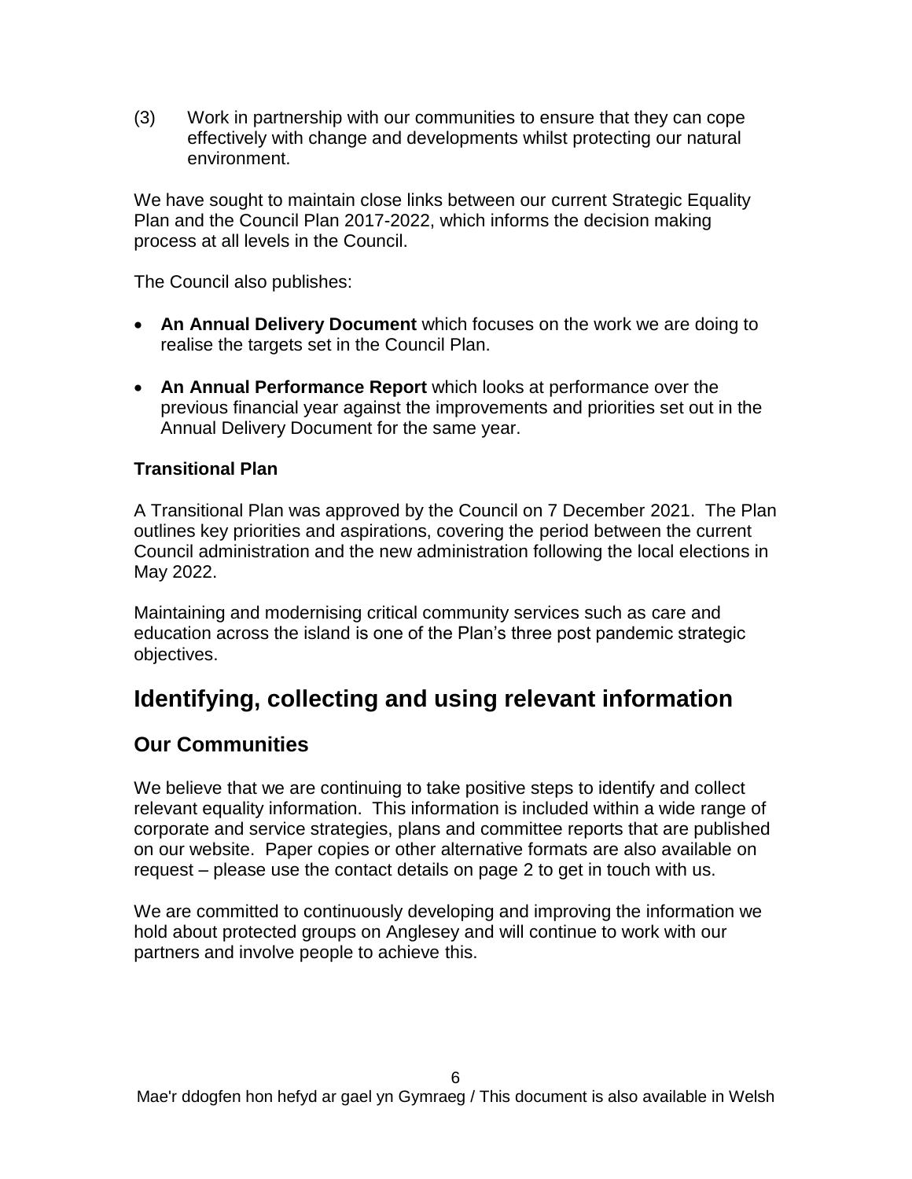(3) Work in partnership with our communities to ensure that they can cope effectively with change and developments whilst protecting our natural environment.

We have sought to maintain close links between our current Strategic Equality Plan and the Council Plan 2017-2022, which informs the decision making process at all levels in the Council.

The Council also publishes:

- **An Annual Delivery Document** which focuses on the work we are doing to realise the targets set in the Council Plan.
- **An Annual Performance Report** which looks at performance over the previous financial year against the improvements and priorities set out in the Annual Delivery Document for the same year.

### Transitional Plan

A Transitional Plan was approved by the Council on 7 December 2021. The Plan outlines key priorities and aspirations, covering the period between the current Council administration and the new administration following the local elections in May 2022.

Maintaining and modernising critical community services such as care and education across the island is one of the Plan's three post pandemic strategic objectives.

# Identifying, collecting and using relevant information

## Our Communities

We believe that we are continuing to take positive steps to identify and collect relevant equality information. This information is included within a wide range of corporate and service strategies, plans and committee reports that are published on our website. Paper copies or other alternative formats are also available on request – please use the contact details on page 2 to get in touch with us.

We are committed to continuously developing and improving the information we hold about protected groups on Anglesey and will continue to work with our partners and involve people to achieve this.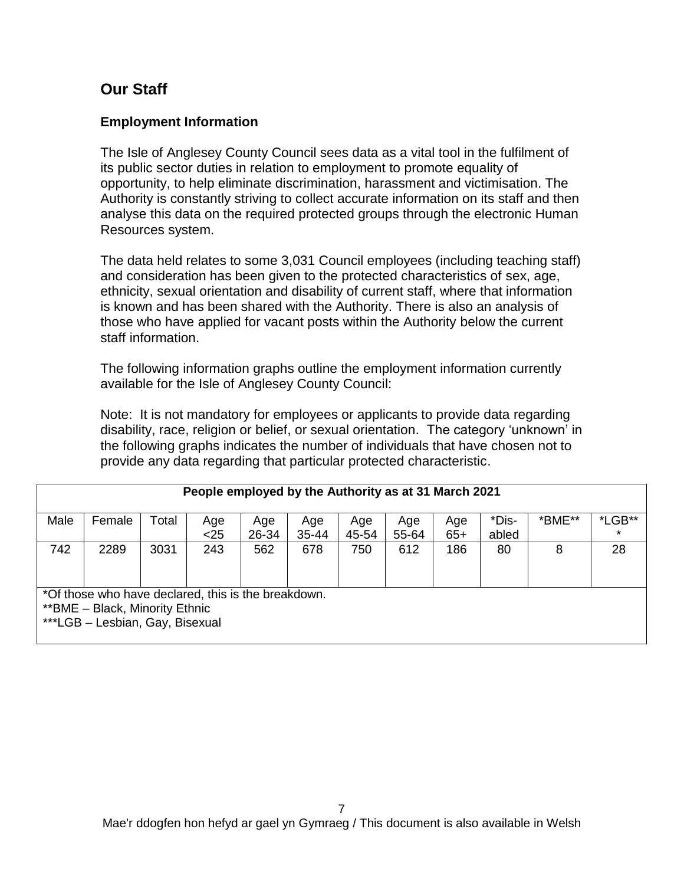## Our Staff

### Employment Information

The Isle of Anglesey County Council sees data as a vital tool in the fulfilment of its public sector duties in relation to employment to promote equality of opportunity, to help eliminate discrimination, harassment and victimisation. The Authority is constantly striving to collect accurate information on its staff and then analyse this data on the required protected groups through the electronic Human Resources system.

The data held relates to some 3,031 Council employees (including teaching staff) and consideration has been given to the protected characteristics of sex, age, ethnicity, sexual orientation and disability of current staff, where that information is known and has been shared with the Authority. There is also an analysis of those who have applied for vacant posts within the Authority below the current staff information.

The following information graphs outline the employment information currently available for the Isle of Anglesey County Council:

Note: It is not mandatory for employees or applicants to provide data regarding disability, race, religion or belief, or sexual orientation. The category 'unknown' in the following graphs indicates the number of individuals that have chosen not to provide any data regarding that particular protected characteristic.

**People employed by the Authority as at 31 March 2021**

| Male | Female | Total | Age <25 | Age 26-34 | Age 35-44 | Age 45-54 | Age 55-64 | Age 65+ | *Dis-abled | *BME** | *LGB*** |
|---|---|---|---|---|---|---|---|---|---|---|---|
| 742 | 2289 | 3031 | 243 | 562 | 678 | 750 | 612 | 186 | 80 | 8 | 28 |

*Of those who have declared, this is the breakdown.
**BME – Black, Minority Ethnic
***LGB – Lesbian, Gay, Bisexual

Mae'r ddogfen hon hefyd ar gael yn Gymraeg / This document is also available in Welsh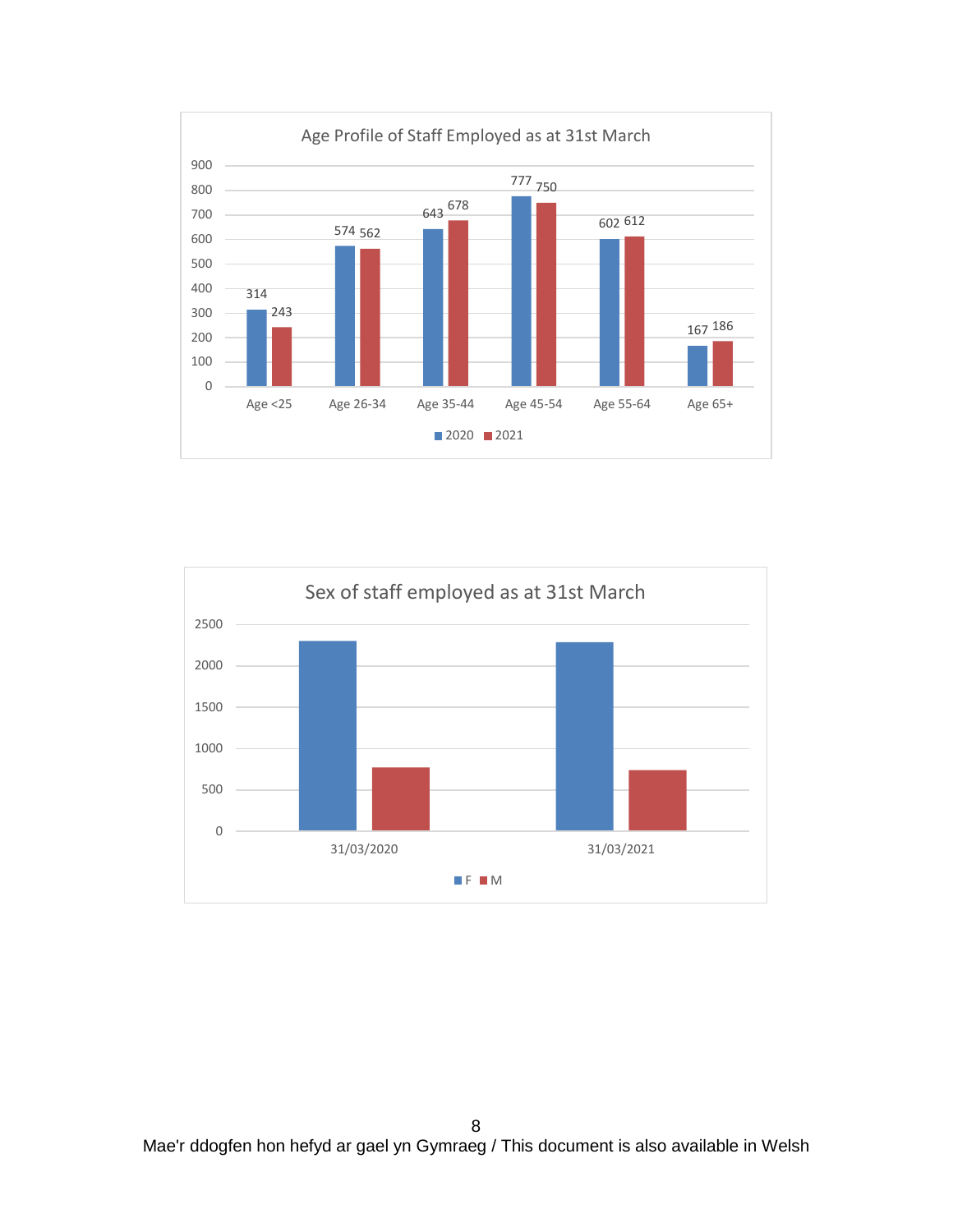**Age Profile of Staff Employed as at 31st March**

| Age band | 2020 | 2021 |
|---|---|---|
| Age <25 | 314 | 243 |
| Age 26-34 | 574 | 562 |
| Age 35-44 | 643 | 678 |
| Age 45-54 | 777 | 750 |
| Age 55-64 | 602 | 612 |
| Age 65+ | 167 | 186 |

**Sex of staff employed as at 31st March**

(Bar chart: F and M for 31/03/2020 and 31/03/2021; y-axis 0–2500)

Mae'r ddogfen hon hefyd ar gael yn Gymraeg / This document is also available in Welsh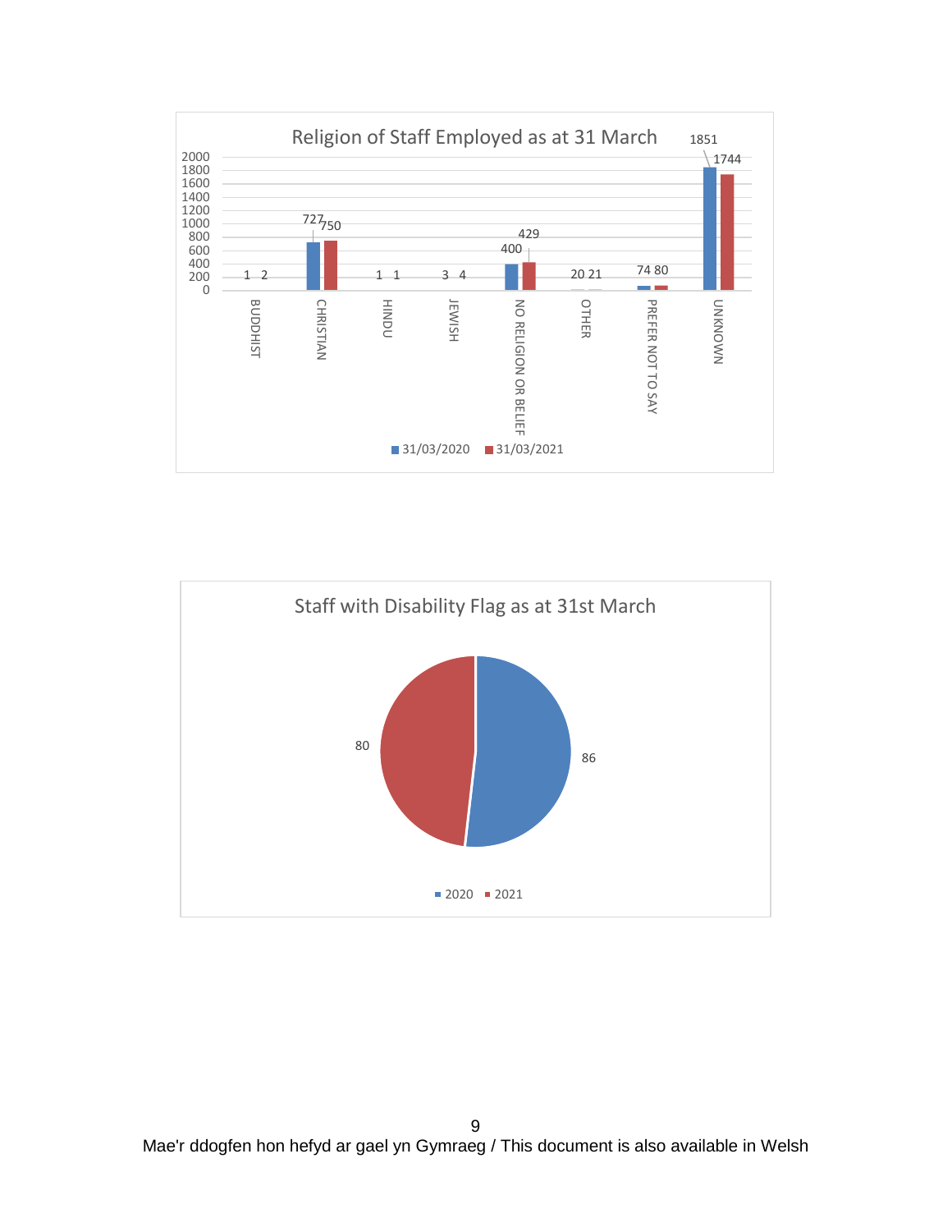**Religion of Staff Employed as at 31 March**

| Religion | 31/03/2020 | 31/03/2021 |
|---|---|---|
| BUDDHIST | 1 | 2 |
| CHRISTIAN | 727 | 750 |
| HINDU | 1 | 1 |
| JEWISH | 3 | 4 |
| NO RELIGION OR BELIEF | 400 | 429 |
| OTHER | 20 | 21 |
| PREFER NOT TO SAY | 74 | 80 |
| UNKNOWN | 1851 | 1744 |

**Staff with Disability Flag as at 31st March**

| Year | Staff |
|---|---|
| 2020 | 86 |
| 2021 | 80 |

Mae'r ddogfen hon hefyd ar gael yn Gymraeg / This document is also available in Welsh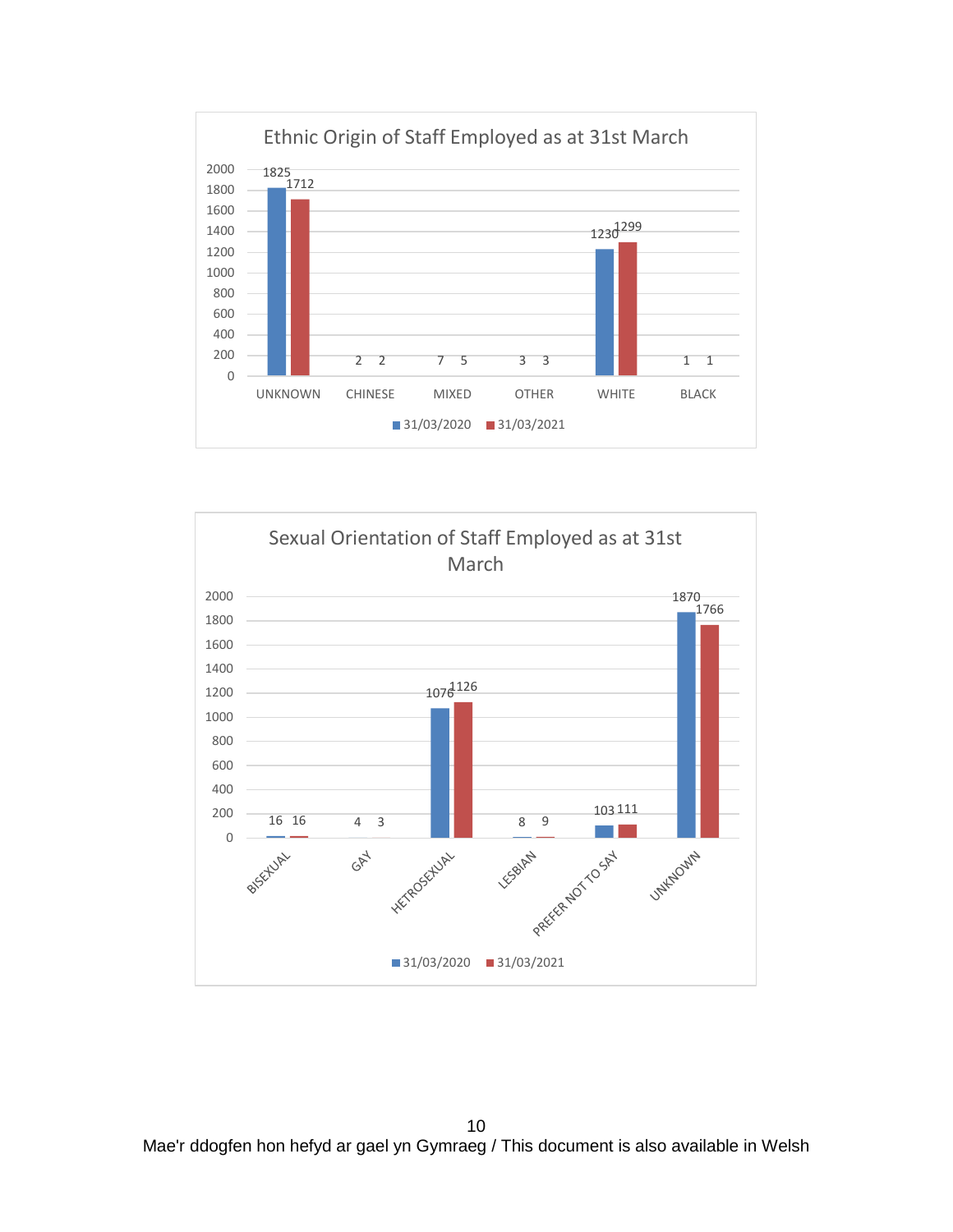**Ethnic Origin of Staff Employed as at 31st March**

| | 31/03/2020 | 31/03/2021 |
|---|---|---|
| UNKNOWN | 1825 | 1712 |
| CHINESE | 2 | 2 |
| MIXED | 7 | 5 |
| OTHER | 3 | 3 |
| WHITE | 1230 | 1299 |
| BLACK | 1 | 1 |

**Sexual Orientation of Staff Employed as at 31st March**

| | 31/03/2020 | 31/03/2021 |
|---|---|---|
| BISEXUAL | 16 | 16 |
| GAY | 4 | 3 |
| HETROSEXUAL | 1076 | 1126 |
| LESBIAN | 8 | 9 |
| PREFER NOT TO SAY | 103 | 111 |
| UNKNOWN | 1870 | 1766 |

Mae'r ddogfen hon hefyd ar gael yn Gymraeg / This document is also available in Welsh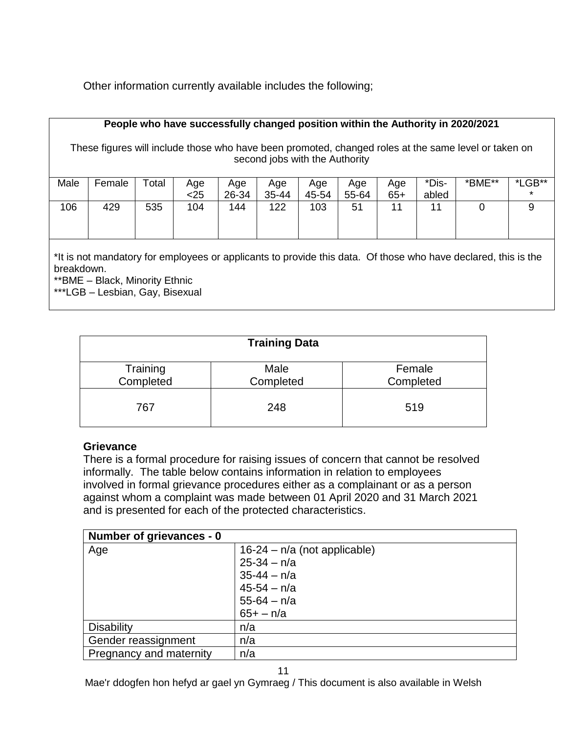Other information currently available includes the following;

| **People who have successfully changed position within the Authority in 2020/2021**<br><br>These figures will include those who have been promoted, changed roles at the same level or taken on second jobs with the Authority | | | | | | | | | | | |
|---|---|---|---|---|---|---|---|---|---|---|---|
| Male | Female | Total | Age <25 | Age 26-34 | Age 35-44 | Age 45-54 | Age 55-64 | Age 65+ | *Dis-abled | *BME** | *LGB*** |
| 106 | 429 | 535 | 104 | 144 | 122 | 103 | 51 | 11 | 11 | 0 | 9 |

*It is not mandatory for employees or applicants to provide this data. Of those who have declared, this is the breakdown.
**BME – Black, Minority Ethnic
***LGB – Lesbian, Gay, Bisexual

| **Training Data** | | |
|---|---|---|
| Training Completed | Male Completed | Female Completed |
| 767 | 248 | 519 |

**Grievance**
There is a formal procedure for raising issues of concern that cannot be resolved informally. The table below contains information in relation to employees involved in formal grievance procedures either as a complainant or as a person against whom a complaint was made between 01 April 2020 and 31 March 2021 and is presented for each of the protected characteristics.

| **Number of grievances - 0** | |
|---|---|
| Age | 16-24 – n/a (not applicable)<br>25-34 – n/a<br>35-44 – n/a<br>45-54 – n/a<br>55-64 – n/a<br>65+ – n/a |
| Disability | n/a |
| Gender reassignment | n/a |
| Pregnancy and maternity | n/a |

Mae'r ddogfen hon hefyd ar gael yn Gymraeg / This document is also available in Welsh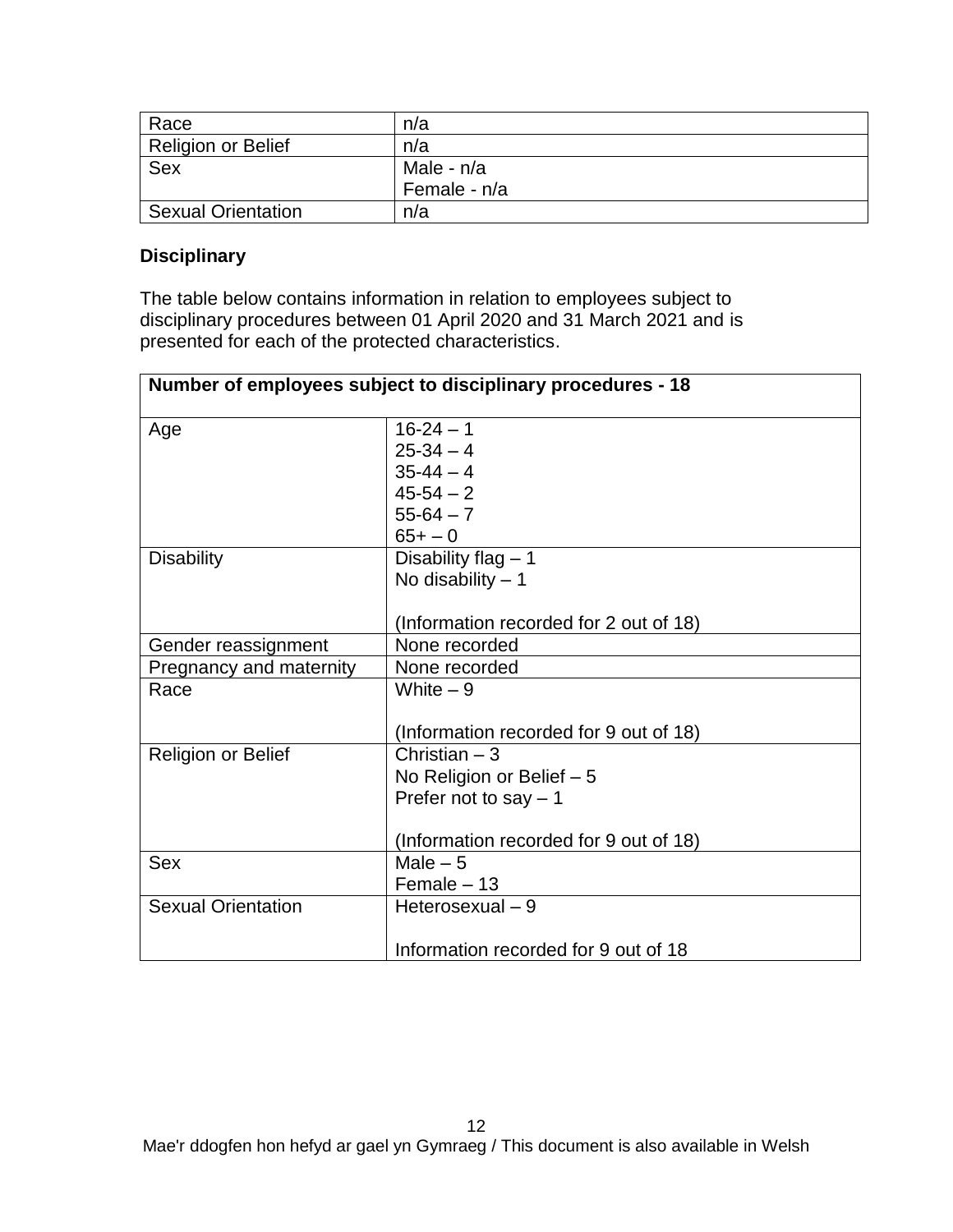| | |
|---|---|
| Race | n/a |
| Religion or Belief | n/a |
| Sex | Male - n/a<br>Female - n/a |
| Sexual Orientation | n/a |

**Disciplinary**

The table below contains information in relation to employees subject to disciplinary procedures between 01 April 2020 and 31 March 2021 and is presented for each of the protected characteristics.

| Number of employees subject to disciplinary procedures - 18 | |
|---|---|
| Age | 16-24 – 1<br>25-34 – 4<br>35-44 – 4<br>45-54 – 2<br>55-64 – 7<br>65+ – 0 |
| Disability | Disability flag – 1<br>No disability – 1<br><br>(Information recorded for 2 out of 18) |
| Gender reassignment | None recorded |
| Pregnancy and maternity | None recorded |
| Race | White – 9<br><br>(Information recorded for 9 out of 18) |
| Religion or Belief | Christian – 3<br>No Religion or Belief – 5<br>Prefer not to say – 1<br><br>(Information recorded for 9 out of 18) |
| Sex | Male – 5<br>Female – 13 |
| Sexual Orientation | Heterosexual – 9<br><br>Information recorded for 9 out of 18 |

Mae'r ddogfen hon hefyd ar gael yn Gymraeg / This document is also available in Welsh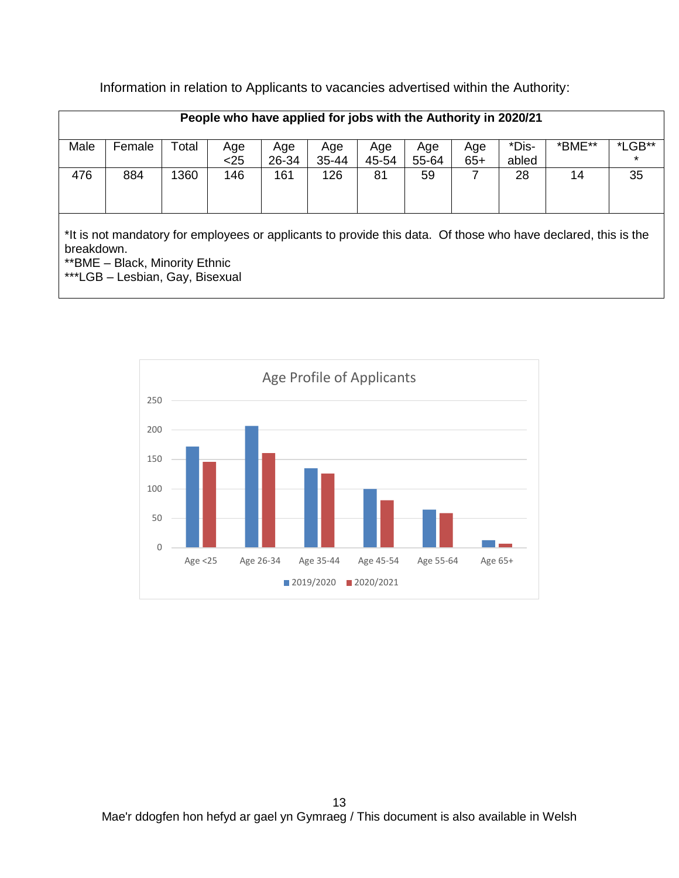Information in relation to Applicants to vacancies advertised within the Authority:

| People who have applied for jobs with the Authority in 2020/21 | | | | | | | | | | | |
|---|---|---|---|---|---|---|---|---|---|---|---|
| Male | Female | Total | Age <25 | Age 26-34 | Age 35-44 | Age 45-54 | Age 55-64 | Age 65+ | *Dis-abled | *BME** | *LGB*** |
| 476 | 884 | 1360 | 146 | 161 | 126 | 81 | 59 | 7 | 28 | 14 | 35 |

*It is not mandatory for employees or applicants to provide this data. Of those who have declared, this is the breakdown.
**BME – Black, Minority Ethnic
***LGB – Lesbian, Gay, Bisexual

Age Profile of Applicants

| | 2019/2020 | 2020/2021 |
|---|---|---|
| Age <25 | 171 | 146 |
| Age 26-34 | 206 | 161 |
| Age 35-44 | 135 | 126 |
| Age 45-54 | 100 | 81 |
| Age 55-64 | 65 | 59 |
| Age 65+ | 13 | 7 |

Mae'r ddogfen hon hefyd ar gael yn Gymraeg / This document is also available in Welsh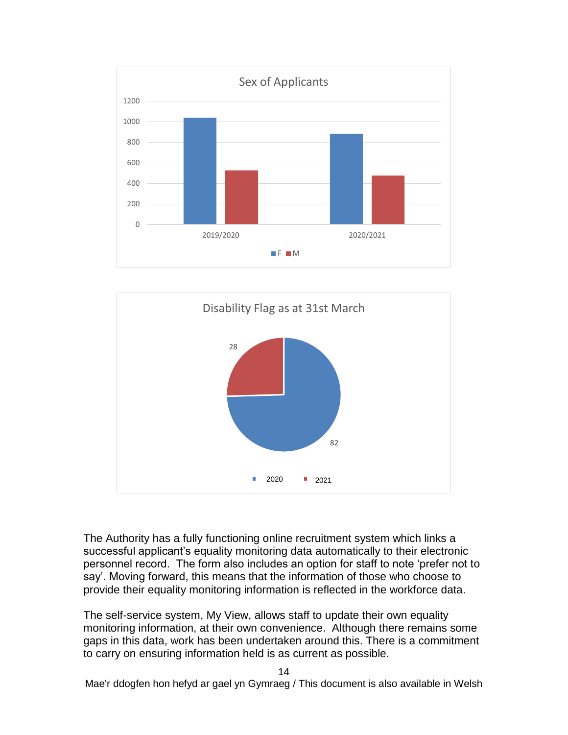Sex of Applicants

| | F | M |
|---|---|---|
| 2019/2020 | ~1040 | ~525 |
| 2020/2021 | ~885 | ~475 |

Disability Flag as at 31st March

| | Value |
|---|---|
| 2020 | 82 |
| 2021 | 28 |

The Authority has a fully functioning online recruitment system which links a successful applicant's equality monitoring data automatically to their electronic personnel record. The form also includes an option for staff to note 'prefer not to say'. Moving forward, this means that the information of those who choose to provide their equality monitoring information is reflected in the workforce data.

The self-service system, My View, allows staff to update their own equality monitoring information, at their own convenience. Although there remains some gaps in this data, work has been undertaken around this. There is a commitment to carry on ensuring information held is as current as possible.

Mae'r ddogfen hon hefyd ar gael yn Gymraeg / This document is also available in Welsh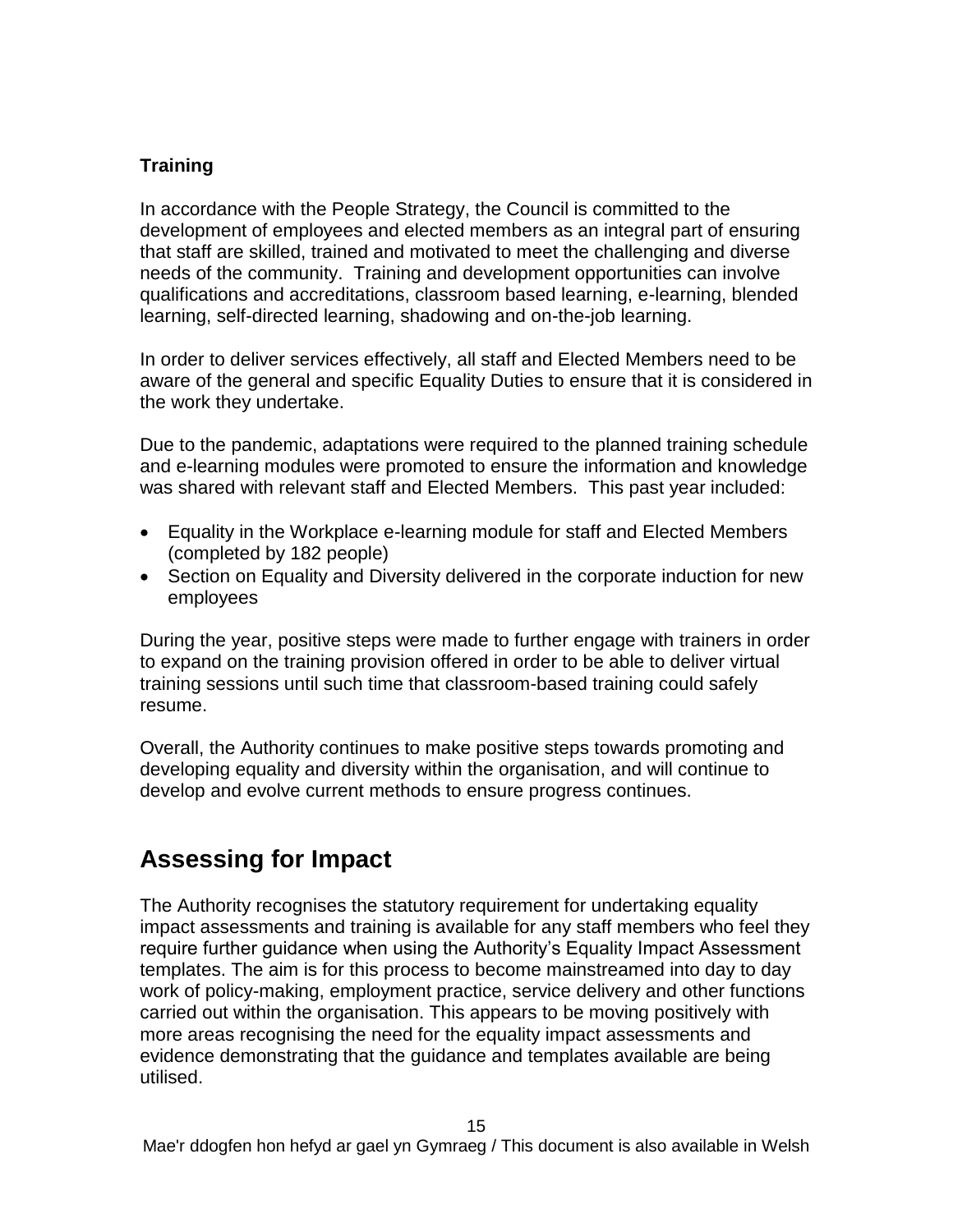### Training

In accordance with the People Strategy, the Council is committed to the development of employees and elected members as an integral part of ensuring that staff are skilled, trained and motivated to meet the challenging and diverse needs of the community. Training and development opportunities can involve qualifications and accreditations, classroom based learning, e-learning, blended learning, self-directed learning, shadowing and on-the-job learning.

In order to deliver services effectively, all staff and Elected Members need to be aware of the general and specific Equality Duties to ensure that it is considered in the work they undertake.

Due to the pandemic, adaptations were required to the planned training schedule and e-learning modules were promoted to ensure the information and knowledge was shared with relevant staff and Elected Members. This past year included:

- Equality in the Workplace e-learning module for staff and Elected Members (completed by 182 people)
- Section on Equality and Diversity delivered in the corporate induction for new employees

During the year, positive steps were made to further engage with trainers in order to expand on the training provision offered in order to be able to deliver virtual training sessions until such time that classroom-based training could safely resume.

Overall, the Authority continues to make positive steps towards promoting and developing equality and diversity within the organisation, and will continue to develop and evolve current methods to ensure progress continues.

## Assessing for Impact

The Authority recognises the statutory requirement for undertaking equality impact assessments and training is available for any staff members who feel they require further guidance when using the Authority's Equality Impact Assessment templates. The aim is for this process to become mainstreamed into day to day work of policy-making, employment practice, service delivery and other functions carried out within the organisation. This appears to be moving positively with more areas recognising the need for the equality impact assessments and evidence demonstrating that the guidance and templates available are being utilised.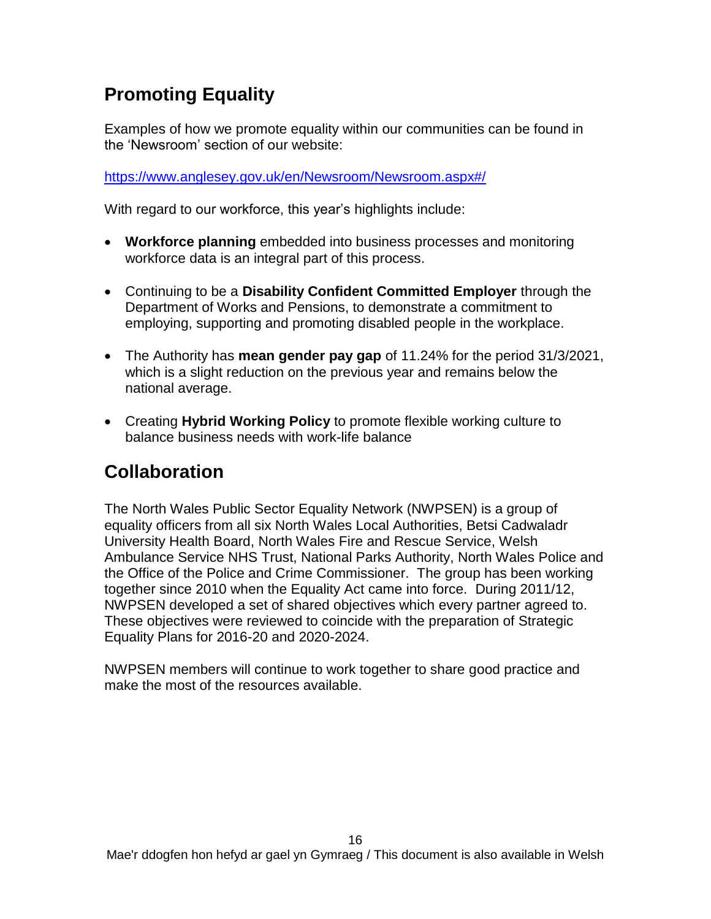## Promoting Equality

Examples of how we promote equality within our communities can be found in the 'Newsroom' section of our website:

https://www.anglesey.gov.uk/en/Newsroom/Newsroom.aspx#/

With regard to our workforce, this year's highlights include:

- **Workforce planning** embedded into business processes and monitoring workforce data is an integral part of this process.

- Continuing to be a **Disability Confident Committed Employer** through the Department of Works and Pensions, to demonstrate a commitment to employing, supporting and promoting disabled people in the workplace.

- The Authority has **mean gender pay gap** of 11.24% for the period 31/3/2021, which is a slight reduction on the previous year and remains below the national average.

- Creating **Hybrid Working Policy** to promote flexible working culture to balance business needs with work-life balance

## Collaboration

The North Wales Public Sector Equality Network (NWPSEN) is a group of equality officers from all six North Wales Local Authorities, Betsi Cadwaladr University Health Board, North Wales Fire and Rescue Service, Welsh Ambulance Service NHS Trust, National Parks Authority, North Wales Police and the Office of the Police and Crime Commissioner. The group has been working together since 2010 when the Equality Act came into force. During 2011/12, NWPSEN developed a set of shared objectives which every partner agreed to. These objectives were reviewed to coincide with the preparation of Strategic Equality Plans for 2016-20 and 2020-2024.

NWPSEN members will continue to work together to share good practice and make the most of the resources available.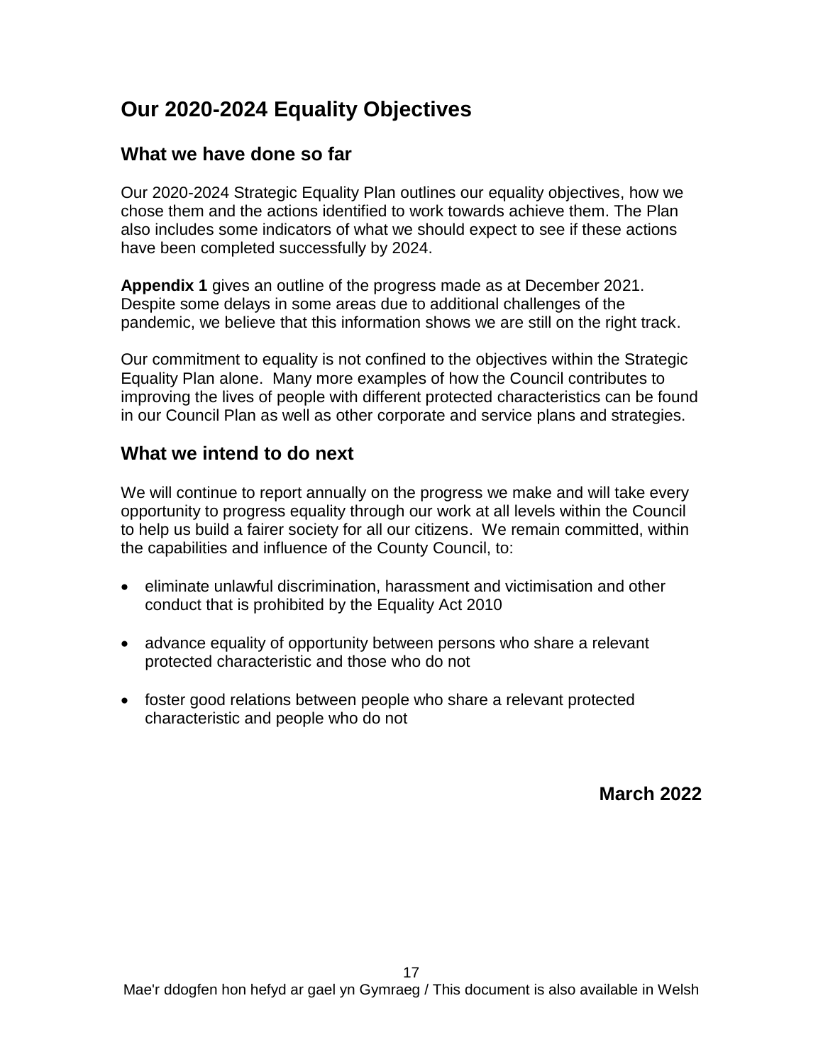## Our 2020-2024 Equality Objectives

### What we have done so far

Our 2020-2024 Strategic Equality Plan outlines our equality objectives, how we chose them and the actions identified to work towards achieve them. The Plan also includes some indicators of what we should expect to see if these actions have been completed successfully by 2024.

**Appendix 1** gives an outline of the progress made as at December 2021. Despite some delays in some areas due to additional challenges of the pandemic, we believe that this information shows we are still on the right track.

Our commitment to equality is not confined to the objectives within the Strategic Equality Plan alone. Many more examples of how the Council contributes to improving the lives of people with different protected characteristics can be found in our Council Plan as well as other corporate and service plans and strategies.

### What we intend to do next

We will continue to report annually on the progress we make and will take every opportunity to progress equality through our work at all levels within the Council to help us build a fairer society for all our citizens. We remain committed, within the capabilities and influence of the County Council, to:

- eliminate unlawful discrimination, harassment and victimisation and other conduct that is prohibited by the Equality Act 2010
- advance equality of opportunity between persons who share a relevant protected characteristic and those who do not
- foster good relations between people who share a relevant protected characteristic and people who do not

**March 2022**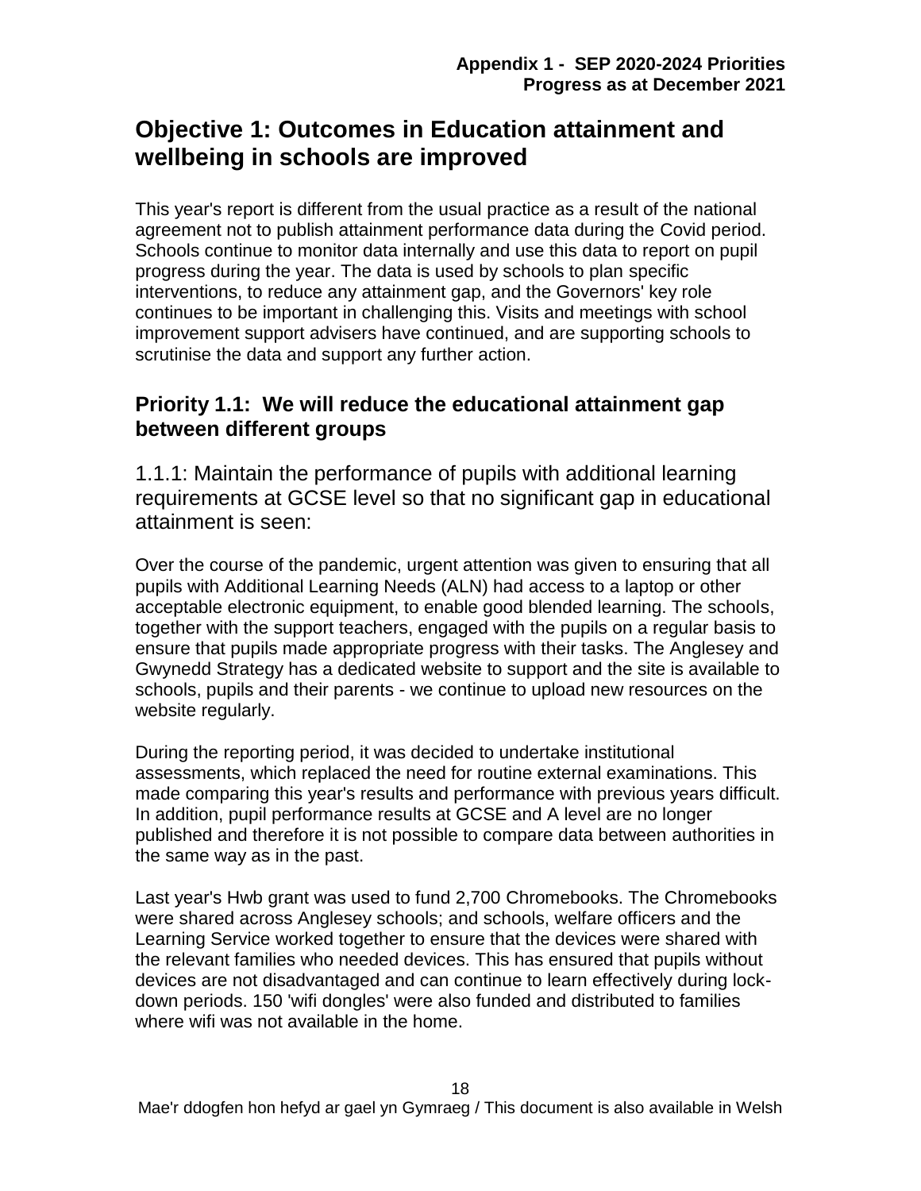# Objective 1: Outcomes in Education attainment and wellbeing in schools are improved

This year's report is different from the usual practice as a result of the national agreement not to publish attainment performance data during the Covid period. Schools continue to monitor data internally and use this data to report on pupil progress during the year. The data is used by schools to plan specific interventions, to reduce any attainment gap, and the Governors' key role continues to be important in challenging this. Visits and meetings with school improvement support advisers have continued, and are supporting schools to scrutinise the data and support any further action.

## Priority 1.1: We will reduce the educational attainment gap between different groups

### 1.1.1: Maintain the performance of pupils with additional learning requirements at GCSE level so that no significant gap in educational attainment is seen:

Over the course of the pandemic, urgent attention was given to ensuring that all pupils with Additional Learning Needs (ALN) had access to a laptop or other acceptable electronic equipment, to enable good blended learning. The schools, together with the support teachers, engaged with the pupils on a regular basis to ensure that pupils made appropriate progress with their tasks. The Anglesey and Gwynedd Strategy has a dedicated website to support and the site is available to schools, pupils and their parents - we continue to upload new resources on the website regularly.

During the reporting period, it was decided to undertake institutional assessments, which replaced the need for routine external examinations. This made comparing this year's results and performance with previous years difficult. In addition, pupil performance results at GCSE and A level are no longer published and therefore it is not possible to compare data between authorities in the same way as in the past.

Last year's Hwb grant was used to fund 2,700 Chromebooks. The Chromebooks were shared across Anglesey schools; and schools, welfare officers and the Learning Service worked together to ensure that the devices were shared with the relevant families who needed devices. This has ensured that pupils without devices are not disadvantaged and can continue to learn effectively during lock-down periods. 150 'wifi dongles' were also funded and distributed to families where wifi was not available in the home.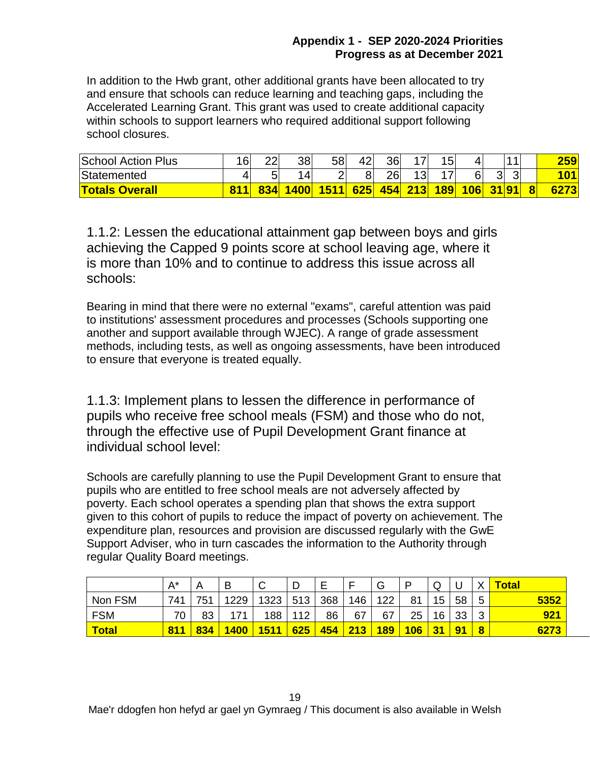In addition to the Hwb grant, other additional grants have been allocated to try and ensure that schools can reduce learning and teaching gaps, including the Accelerated Learning Grant. This grant was used to create additional capacity within schools to support learners who required additional support following school closures.

| School Action Plus | 16 | 22 | 38 | 58 | 42 | 36 | 17 | 15 | 4 | | 11 | | **259** |
|---|---|---|---|---|---|---|---|---|---|---|---|---|---|
| Statemented | 4 | 5 | 14 | 2 | 8 | 26 | 13 | 17 | 6 | 3 | 3 | | **101** |
| **Totals Overall** | **811** | **834** | **1400** | **1511** | **625** | **454** | **213** | **189** | **106** | **31** | **91** | **8** | **6273** |

## 1.1.2: Lessen the educational attainment gap between boys and girls achieving the Capped 9 points score at school leaving age, where it is more than 10% and to continue to address this issue across all schools:

Bearing in mind that there were no external "exams", careful attention was paid to institutions' assessment procedures and processes (Schools supporting one another and support available through WJEC). A range of grade assessment methods, including tests, as well as ongoing assessments, have been introduced to ensure that everyone is treated equally.

## 1.1.3: Implement plans to lessen the difference in performance of pupils who receive free school meals (FSM) and those who do not, through the effective use of Pupil Development Grant finance at individual school level:

Schools are carefully planning to use the Pupil Development Grant to ensure that pupils who are entitled to free school meals are not adversely affected by poverty. Each school operates a spending plan that shows the extra support given to this cohort of pupils to reduce the impact of poverty on achievement. The expenditure plan, resources and provision are discussed regularly with the GwE Support Adviser, who in turn cascades the information to the Authority through regular Quality Board meetings.

| | A* | A | B | C | D | E | F | G | P | Q | U | X | **Total** |
|---|---|---|---|---|---|---|---|---|---|---|---|---|---|
| Non FSM | 741 | 751 | 1229 | 1323 | 513 | 368 | 146 | 122 | 81 | 15 | 58 | 5 | **5352** |
| FSM | 70 | 83 | 171 | 188 | 112 | 86 | 67 | 67 | 25 | 16 | 33 | 3 | **921** |
| **Total** | **811** | **834** | **1400** | **1511** | **625** | **454** | **213** | **189** | **106** | **31** | **91** | **8** | **6273** |

Mae'r ddogfen hon hefyd ar gael yn Gymraeg / This document is also available in Welsh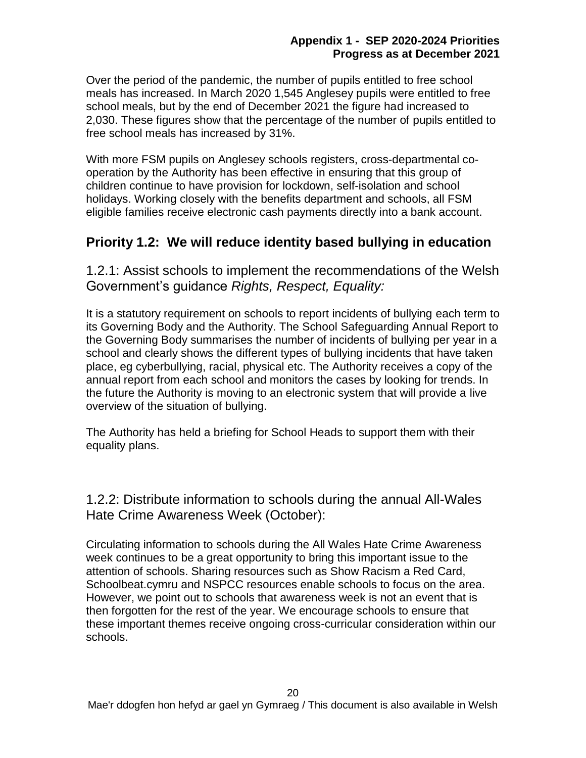Over the period of the pandemic, the number of pupils entitled to free school meals has increased. In March 2020 1,545 Anglesey pupils were entitled to free school meals, but by the end of December 2021 the figure had increased to 2,030. These figures show that the percentage of the number of pupils entitled to free school meals has increased by 31%.

With more FSM pupils on Anglesey schools registers, cross-departmental co-operation by the Authority has been effective in ensuring that this group of children continue to have provision for lockdown, self-isolation and school holidays. Working closely with the benefits department and schools, all FSM eligible families receive electronic cash payments directly into a bank account.

## Priority 1.2: We will reduce identity based bullying in education

### 1.2.1: Assist schools to implement the recommendations of the Welsh Government's guidance *Rights, Respect, Equality:*

It is a statutory requirement on schools to report incidents of bullying each term to its Governing Body and the Authority. The School Safeguarding Annual Report to the Governing Body summarises the number of incidents of bullying per year in a school and clearly shows the different types of bullying incidents that have taken place, eg cyberbullying, racial, physical etc. The Authority receives a copy of the annual report from each school and monitors the cases by looking for trends. In the future the Authority is moving to an electronic system that will provide a live overview of the situation of bullying.

The Authority has held a briefing for School Heads to support them with their equality plans.

### 1.2.2: Distribute information to schools during the annual All-Wales Hate Crime Awareness Week (October):

Circulating information to schools during the All Wales Hate Crime Awareness week continues to be a great opportunity to bring this important issue to the attention of schools. Sharing resources such as Show Racism a Red Card, Schoolbeat.cymru and NSPCC resources enable schools to focus on the area. However, we point out to schools that awareness week is not an event that is then forgotten for the rest of the year. We encourage schools to ensure that these important themes receive ongoing cross-curricular consideration within our schools.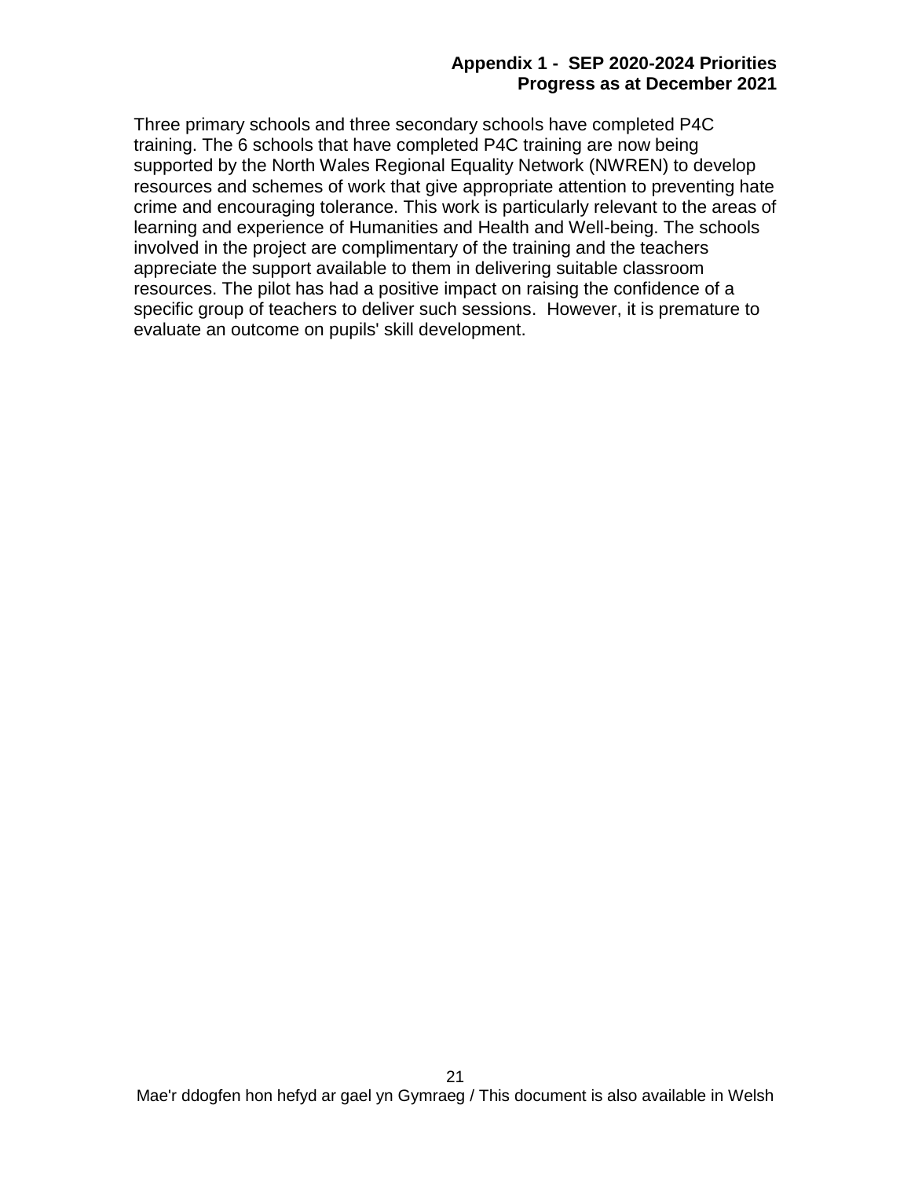Three primary schools and three secondary schools have completed P4C training. The 6 schools that have completed P4C training are now being supported by the North Wales Regional Equality Network (NWREN) to develop resources and schemes of work that give appropriate attention to preventing hate crime and encouraging tolerance. This work is particularly relevant to the areas of learning and experience of Humanities and Health and Well-being. The schools involved in the project are complimentary of the training and the teachers appreciate the support available to them in delivering suitable classroom resources. The pilot has had a positive impact on raising the confidence of a specific group of teachers to deliver such sessions.  However, it is premature to evaluate an outcome on pupils' skill development.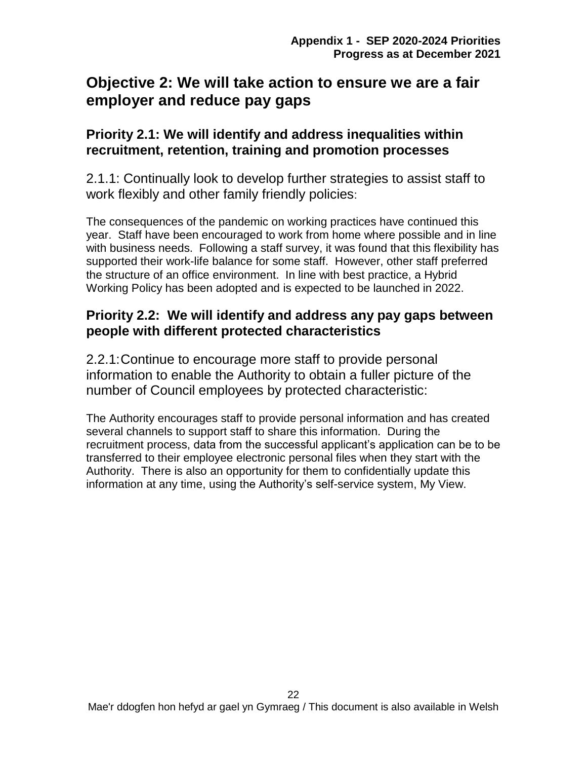## Objective 2: We will take action to ensure we are a fair employer and reduce pay gaps

### Priority 2.1: We will identify and address inequalities within recruitment, retention, training and promotion processes

2.1.1: Continually look to develop further strategies to assist staff to work flexibly and other family friendly policies:

The consequences of the pandemic on working practices have continued this year. Staff have been encouraged to work from home where possible and in line with business needs. Following a staff survey, it was found that this flexibility has supported their work-life balance for some staff. However, other staff preferred the structure of an office environment. In line with best practice, a Hybrid Working Policy has been adopted and is expected to be launched in 2022.

### Priority 2.2: We will identify and address any pay gaps between people with different protected characteristics

2.2.1:Continue to encourage more staff to provide personal information to enable the Authority to obtain a fuller picture of the number of Council employees by protected characteristic:

The Authority encourages staff to provide personal information and has created several channels to support staff to share this information. During the recruitment process, data from the successful applicant's application can be to be transferred to their employee electronic personal files when they start with the Authority. There is also an opportunity for them to confidentially update this information at any time, using the Authority's self-service system, My View.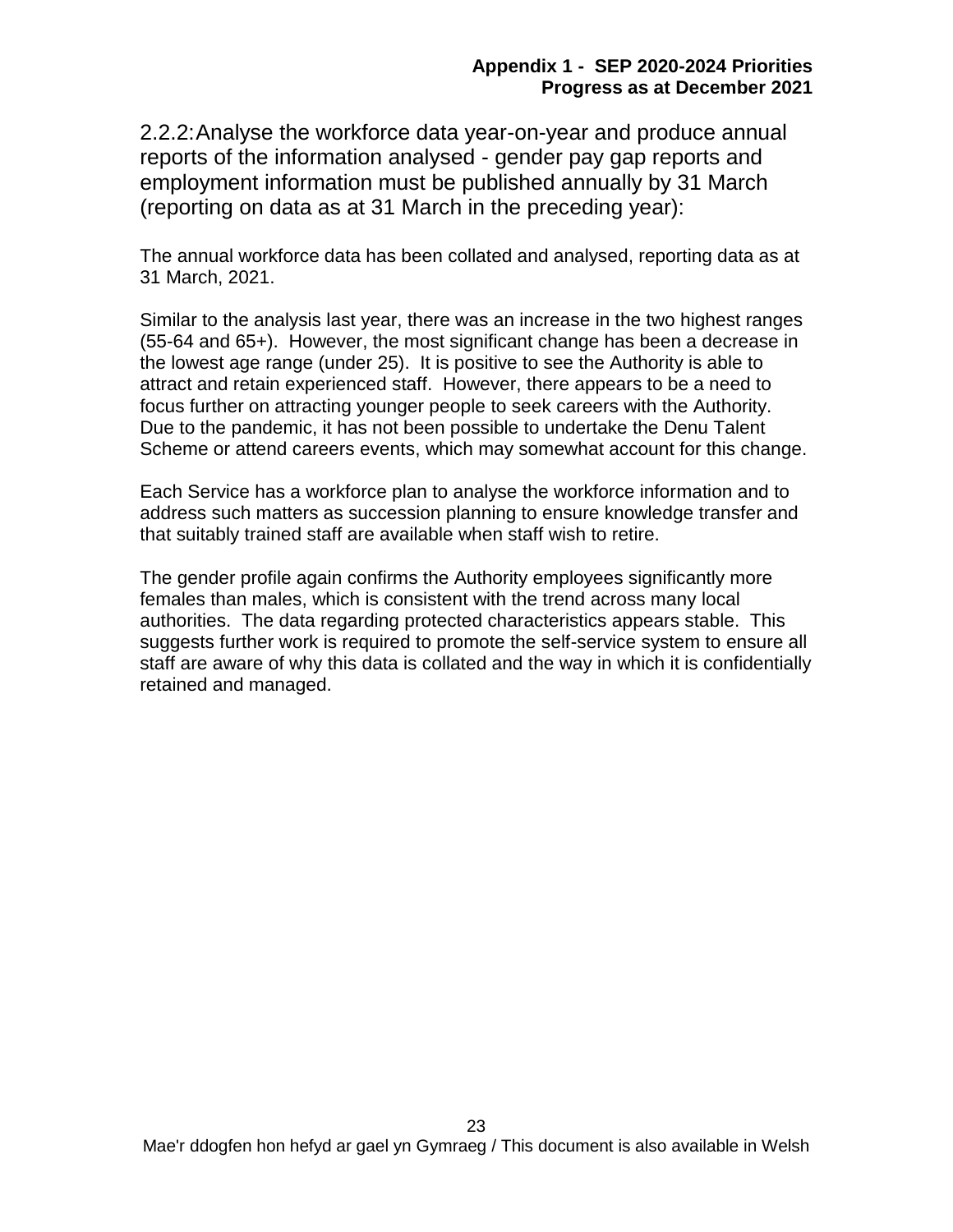## 2.2.2: Analyse the workforce data year-on-year and produce annual reports of the information analysed - gender pay gap reports and employment information must be published annually by 31 March (reporting on data as at 31 March in the preceding year):

The annual workforce data has been collated and analysed, reporting data as at 31 March, 2021.

Similar to the analysis last year, there was an increase in the two highest ranges (55-64 and 65+). However, the most significant change has been a decrease in the lowest age range (under 25). It is positive to see the Authority is able to attract and retain experienced staff. However, there appears to be a need to focus further on attracting younger people to seek careers with the Authority. Due to the pandemic, it has not been possible to undertake the Denu Talent Scheme or attend careers events, which may somewhat account for this change.

Each Service has a workforce plan to analyse the workforce information and to address such matters as succession planning to ensure knowledge transfer and that suitably trained staff are available when staff wish to retire.

The gender profile again confirms the Authority employees significantly more females than males, which is consistent with the trend across many local authorities. The data regarding protected characteristics appears stable. This suggests further work is required to promote the self-service system to ensure all staff are aware of why this data is collated and the way in which it is confidentially retained and managed.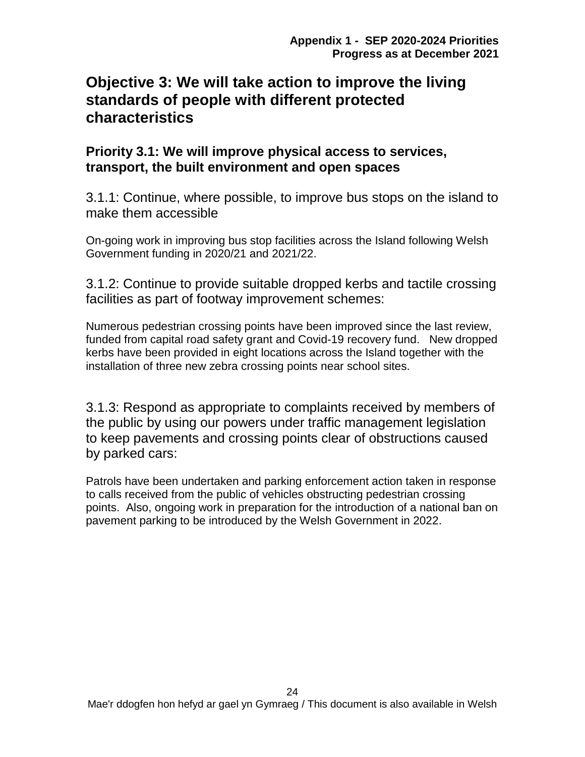## Objective 3: We will take action to improve the living standards of people with different protected characteristics

### Priority 3.1: We will improve physical access to services, transport, the built environment and open spaces

3.1.1: Continue, where possible, to improve bus stops on the island to make them accessible

On-going work in improving bus stop facilities across the Island following Welsh Government funding in 2020/21 and 2021/22.

3.1.2: Continue to provide suitable dropped kerbs and tactile crossing facilities as part of footway improvement schemes:

Numerous pedestrian crossing points have been improved since the last review, funded from capital road safety grant and Covid-19 recovery fund. New dropped kerbs have been provided in eight locations across the Island together with the installation of three new zebra crossing points near school sites.

3.1.3: Respond as appropriate to complaints received by members of the public by using our powers under traffic management legislation to keep pavements and crossing points clear of obstructions caused by parked cars:

Patrols have been undertaken and parking enforcement action taken in response to calls received from the public of vehicles obstructing pedestrian crossing points. Also, ongoing work in preparation for the introduction of a national ban on pavement parking to be introduced by the Welsh Government in 2022.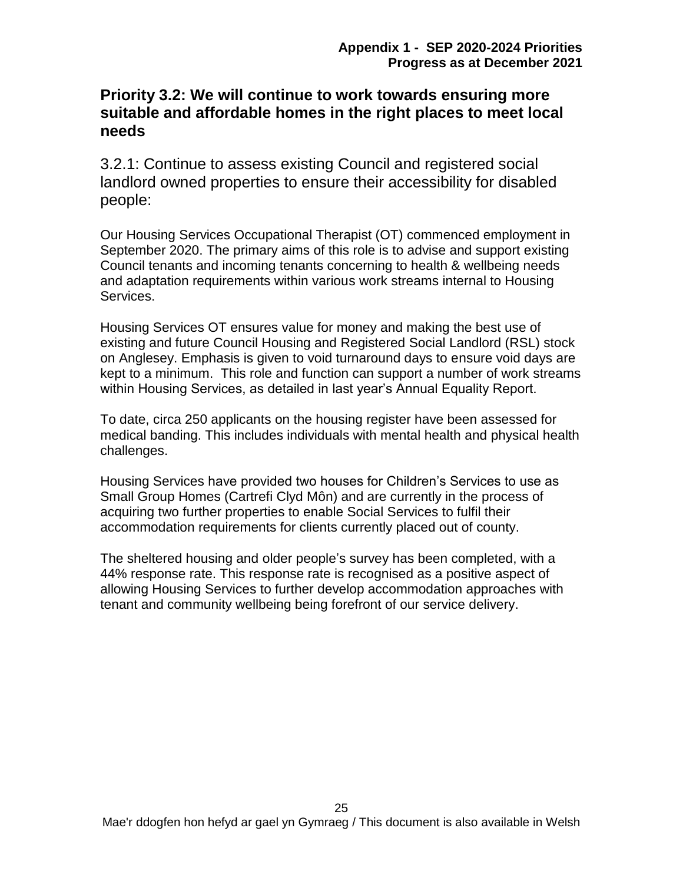## Priority 3.2: We will continue to work towards ensuring more suitable and affordable homes in the right places to meet local needs

### 3.2.1: Continue to assess existing Council and registered social landlord owned properties to ensure their accessibility for disabled people:

Our Housing Services Occupational Therapist (OT) commenced employment in September 2020. The primary aims of this role is to advise and support existing Council tenants and incoming tenants concerning to health & wellbeing needs and adaptation requirements within various work streams internal to Housing Services.

Housing Services OT ensures value for money and making the best use of existing and future Council Housing and Registered Social Landlord (RSL) stock on Anglesey. Emphasis is given to void turnaround days to ensure void days are kept to a minimum. This role and function can support a number of work streams within Housing Services, as detailed in last year's Annual Equality Report.

To date, circa 250 applicants on the housing register have been assessed for medical banding. This includes individuals with mental health and physical health challenges.

Housing Services have provided two houses for Children's Services to use as Small Group Homes (Cartrefi Clyd Môn) and are currently in the process of acquiring two further properties to enable Social Services to fulfil their accommodation requirements for clients currently placed out of county.

The sheltered housing and older people's survey has been completed, with a 44% response rate. This response rate is recognised as a positive aspect of allowing Housing Services to further develop accommodation approaches with tenant and community wellbeing being forefront of our service delivery.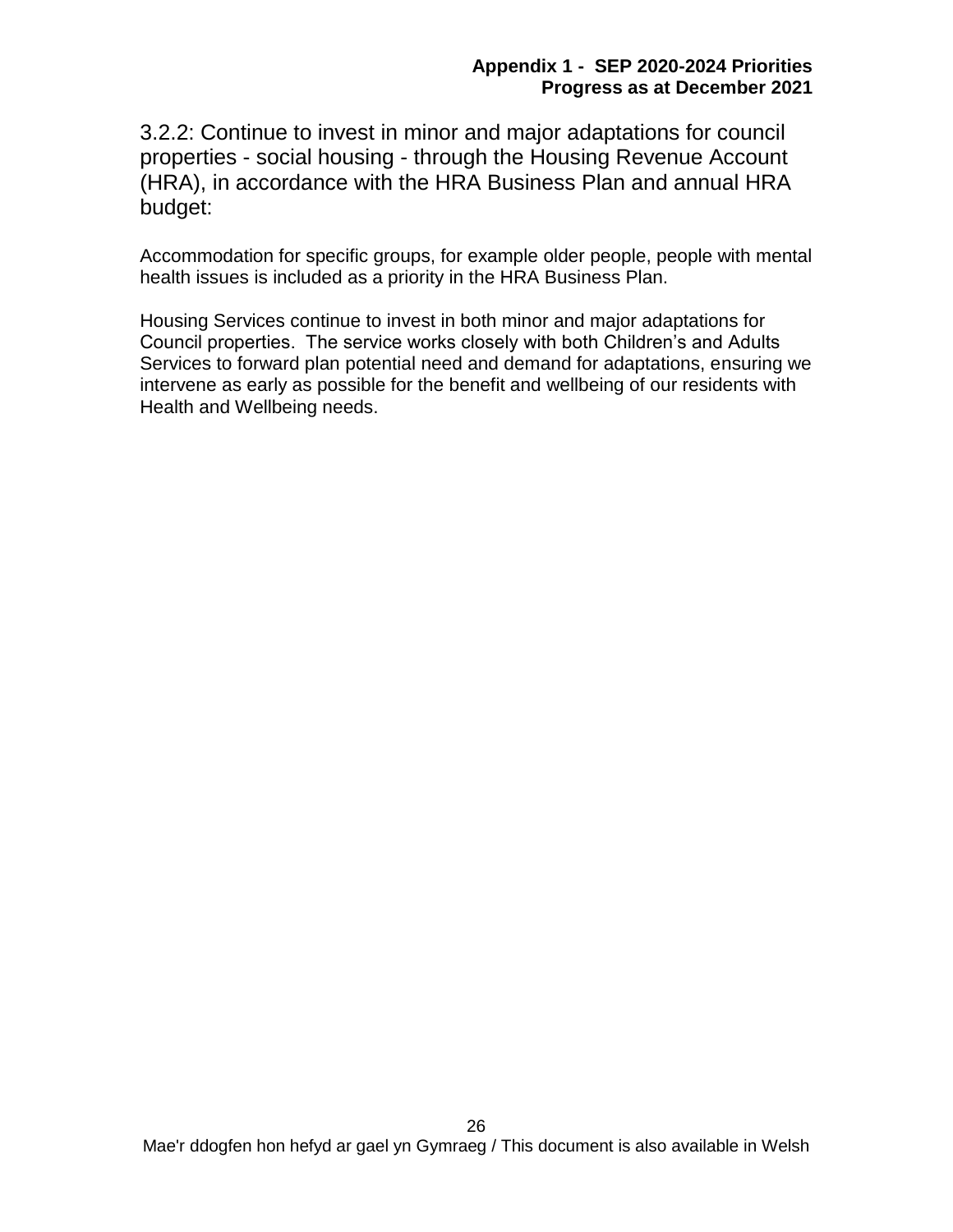### 3.2.2: Continue to invest in minor and major adaptations for council properties - social housing - through the Housing Revenue Account (HRA), in accordance with the HRA Business Plan and annual HRA budget:

Accommodation for specific groups, for example older people, people with mental health issues is included as a priority in the HRA Business Plan.

Housing Services continue to invest in both minor and major adaptations for Council properties. The service works closely with both Children's and Adults Services to forward plan potential need and demand for adaptations, ensuring we intervene as early as possible for the benefit and wellbeing of our residents with Health and Wellbeing needs.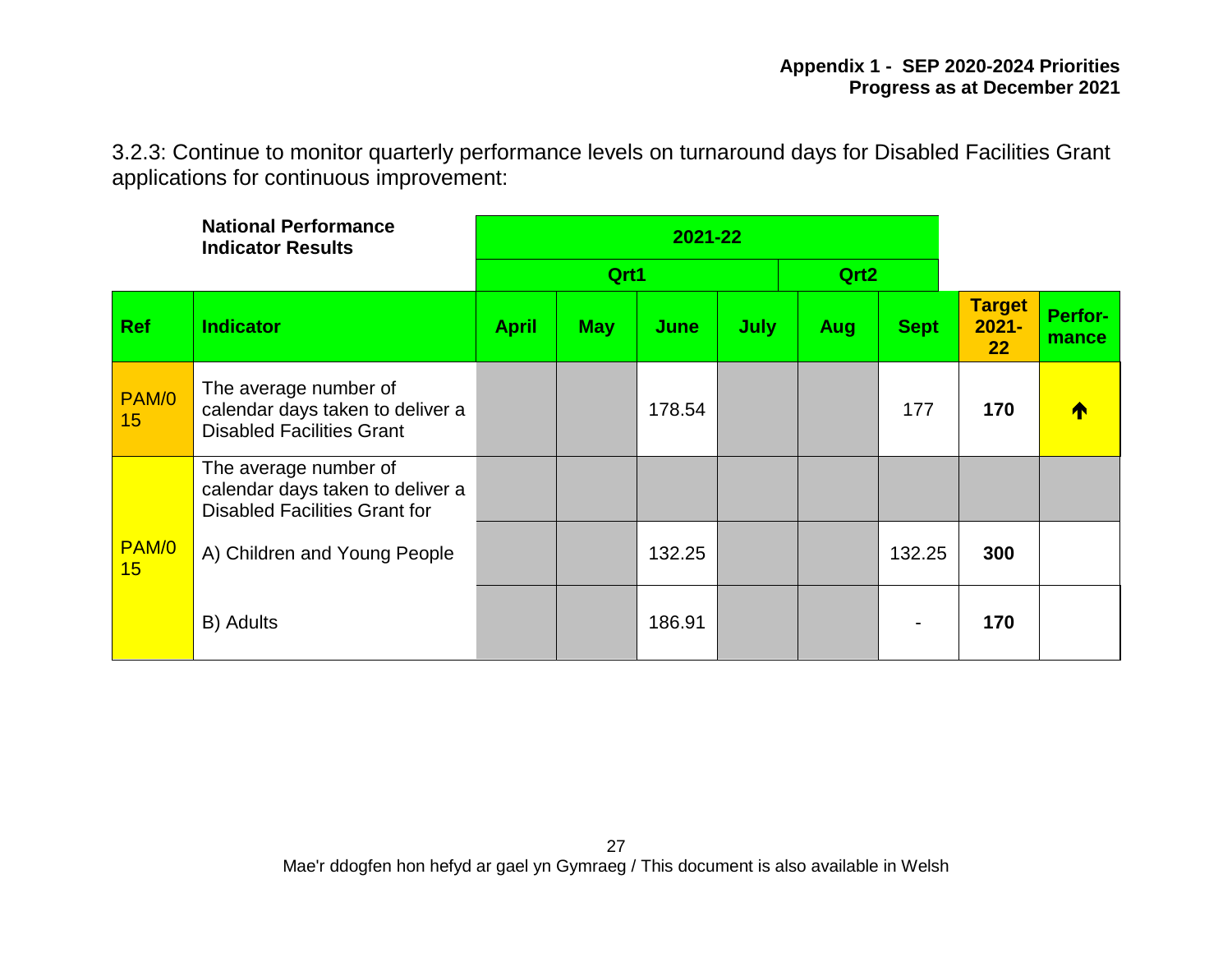3.2.3: Continue to monitor quarterly performance levels on turnaround days for Disabled Facilities Grant applications for continuous improvement:

| | **National Performance Indicator Results** | **2021-22** | | | | | | | |
|---|---|---|---|---|---|---|---|---|---|
| | | **Qrt1** | | | **Qrt2** | | | | |
| **Ref** | **Indicator** | **April** | **May** | **June** | **July** | **Aug** | **Sept** | **Target 2021-22** | **Perfor-mance** |
| PAM/015 | The average number of calendar days taken to deliver a Disabled Facilities Grant | | | 178.54 | | | 177 | **170** | ↑ |
| PAM/015 | The average number of calendar days taken to deliver a Disabled Facilities Grant for | | | | | | | | |
| | A) Children and Young People | | | 132.25 | | | 132.25 | **300** | |
| | B) Adults | | | 186.91 | | | - | **170** | |

Mae'r ddogfen hon hefyd ar gael yn Gymraeg / This document is also available in Welsh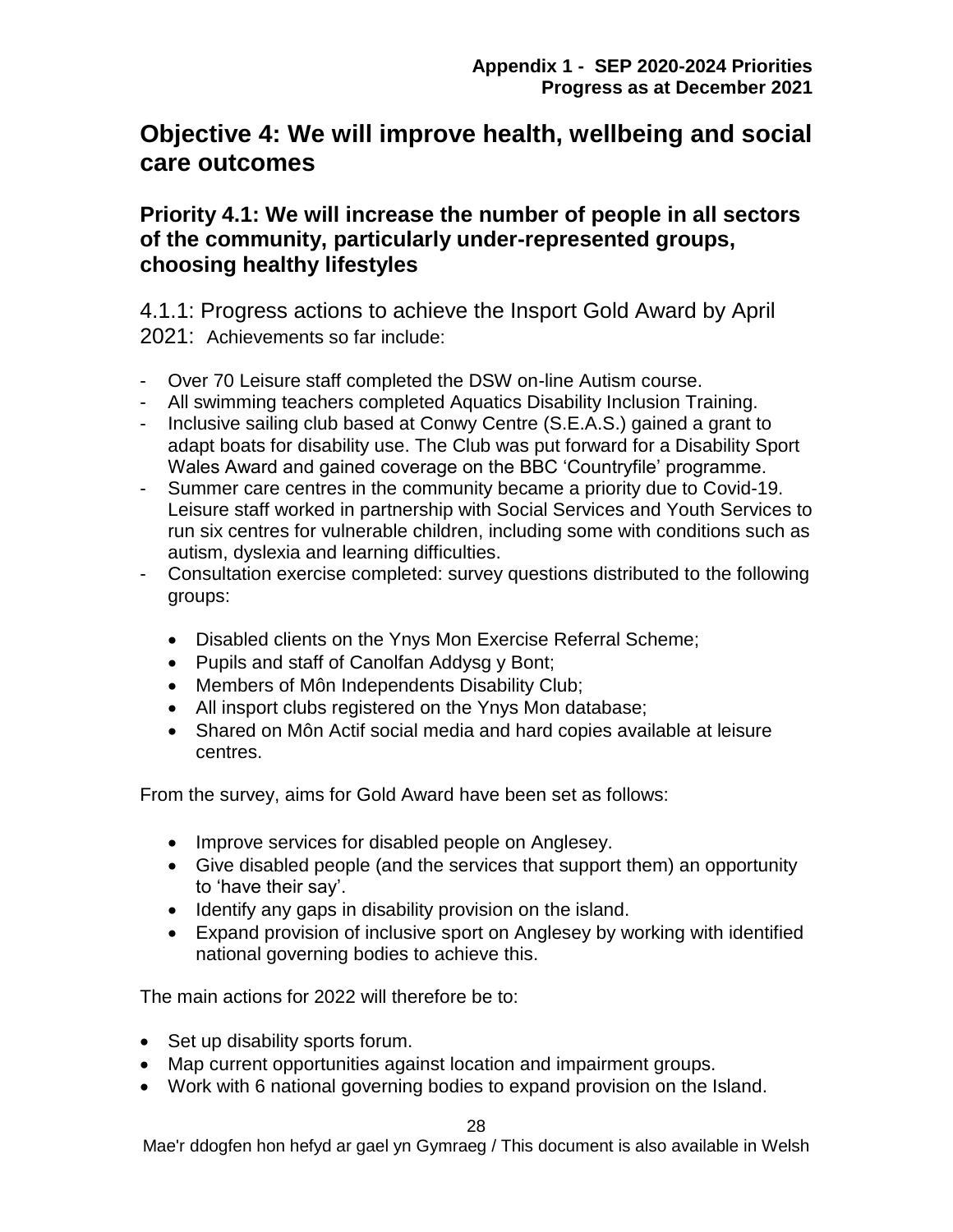## Objective 4: We will improve health, wellbeing and social care outcomes

### Priority 4.1: We will increase the number of people in all sectors of the community, particularly under-represented groups, choosing healthy lifestyles

4.1.1: Progress actions to achieve the Insport Gold Award by April 2021: Achievements so far include:

- Over 70 Leisure staff completed the DSW on-line Autism course.
- All swimming teachers completed Aquatics Disability Inclusion Training.
- Inclusive sailing club based at Conwy Centre (S.E.A.S.) gained a grant to adapt boats for disability use. The Club was put forward for a Disability Sport Wales Award and gained coverage on the BBC 'Countryfile' programme.
- Summer care centres in the community became a priority due to Covid-19. Leisure staff worked in partnership with Social Services and Youth Services to run six centres for vulnerable children, including some with conditions such as autism, dyslexia and learning difficulties.
- Consultation exercise completed: survey questions distributed to the following groups:
    - Disabled clients on the Ynys Mon Exercise Referral Scheme;
    - Pupils and staff of Canolfan Addysg y Bont;
    - Members of Môn Independents Disability Club;
    - All insport clubs registered on the Ynys Mon database;
    - Shared on Môn Actif social media and hard copies available at leisure centres.

From the survey, aims for Gold Award have been set as follows:

- Improve services for disabled people on Anglesey.
- Give disabled people (and the services that support them) an opportunity to 'have their say'.
- Identify any gaps in disability provision on the island.
- Expand provision of inclusive sport on Anglesey by working with identified national governing bodies to achieve this.

The main actions for 2022 will therefore be to:

- Set up disability sports forum.
- Map current opportunities against location and impairment groups.
- Work with 6 national governing bodies to expand provision on the Island.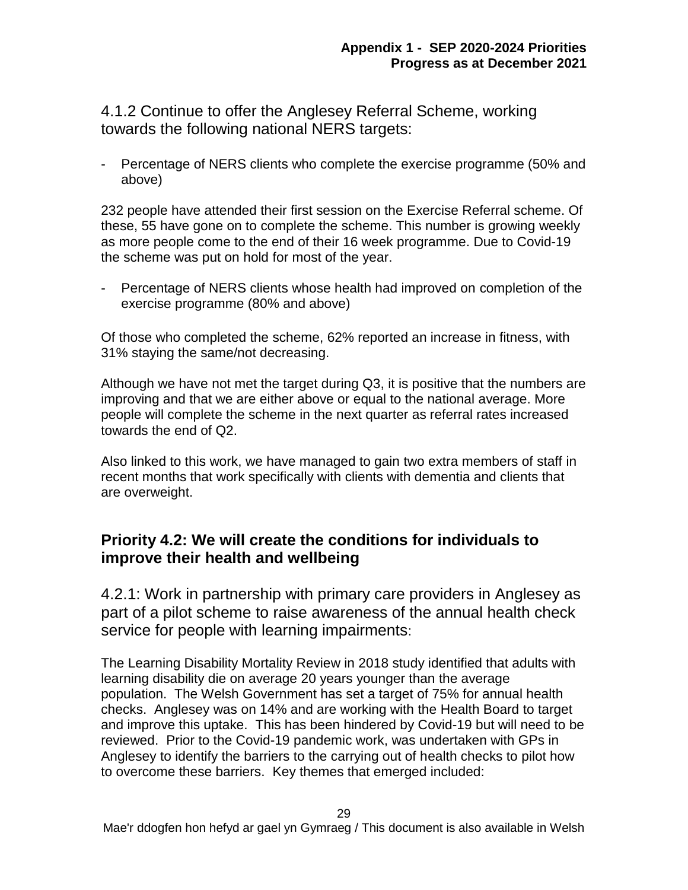### 4.1.2 Continue to offer the Anglesey Referral Scheme, working towards the following national NERS targets:

- Percentage of NERS clients who complete the exercise programme (50% and above)

232 people have attended their first session on the Exercise Referral scheme. Of these, 55 have gone on to complete the scheme. This number is growing weekly as more people come to the end of their 16 week programme. Due to Covid-19 the scheme was put on hold for most of the year.

- Percentage of NERS clients whose health had improved on completion of the exercise programme (80% and above)

Of those who completed the scheme, 62% reported an increase in fitness, with 31% staying the same/not decreasing.

Although we have not met the target during Q3, it is positive that the numbers are improving and that we are either above or equal to the national average. More people will complete the scheme in the next quarter as referral rates increased towards the end of Q2.

Also linked to this work, we have managed to gain two extra members of staff in recent months that work specifically with clients with dementia and clients that are overweight.

## Priority 4.2: We will create the conditions for individuals to improve their health and wellbeing

### 4.2.1: Work in partnership with primary care providers in Anglesey as part of a pilot scheme to raise awareness of the annual health check service for people with learning impairments:

The Learning Disability Mortality Review in 2018 study identified that adults with learning disability die on average 20 years younger than the average population. The Welsh Government has set a target of 75% for annual health checks. Anglesey was on 14% and are working with the Health Board to target and improve this uptake. This has been hindered by Covid-19 but will need to be reviewed. Prior to the Covid-19 pandemic work, was undertaken with GPs in Anglesey to identify the barriers to the carrying out of health checks to pilot how to overcome these barriers. Key themes that emerged included: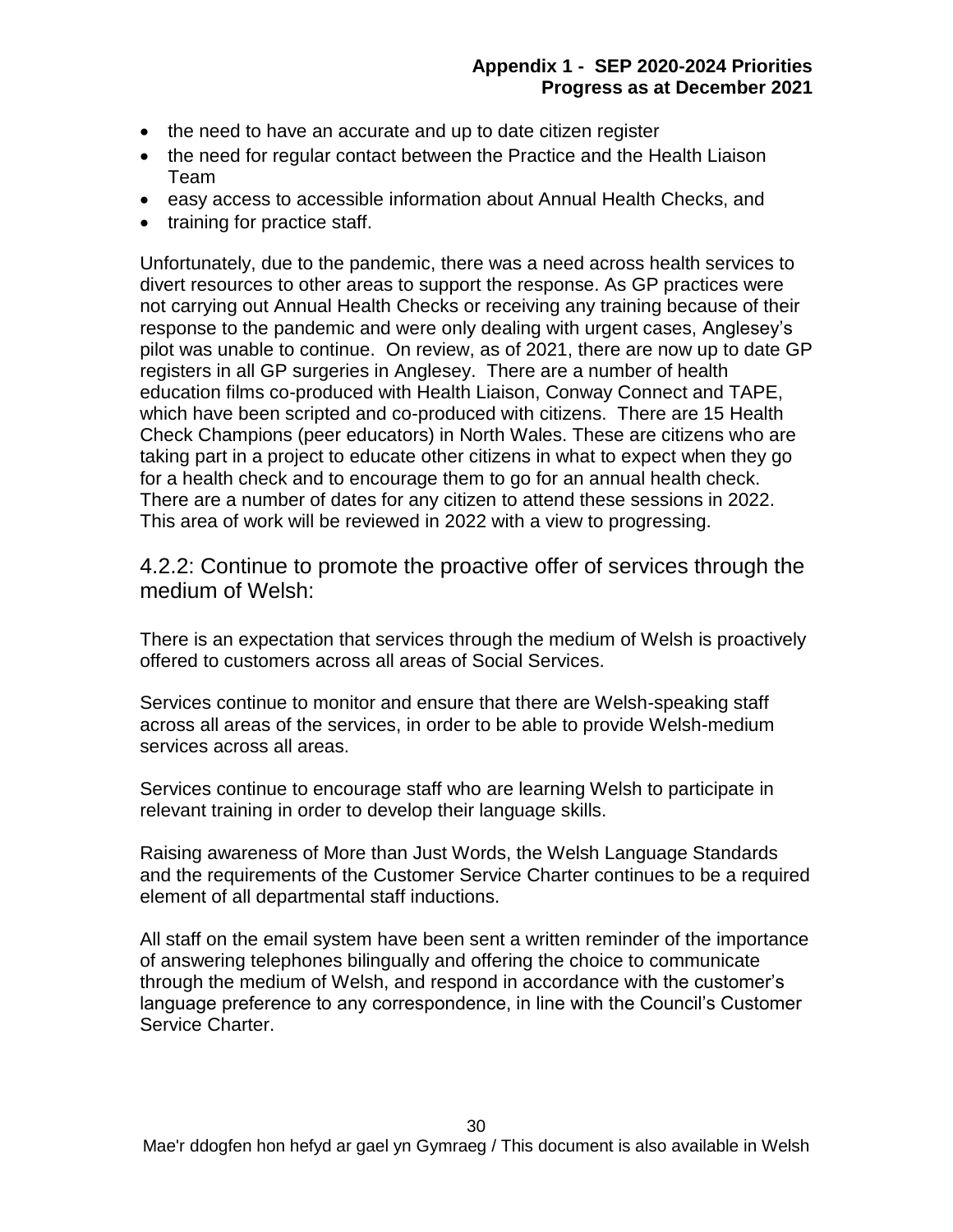- the need to have an accurate and up to date citizen register
- the need for regular contact between the Practice and the Health Liaison Team
- easy access to accessible information about Annual Health Checks, and
- training for practice staff.

Unfortunately, due to the pandemic, there was a need across health services to divert resources to other areas to support the response. As GP practices were not carrying out Annual Health Checks or receiving any training because of their response to the pandemic and were only dealing with urgent cases, Anglesey's pilot was unable to continue. On review, as of 2021, there are now up to date GP registers in all GP surgeries in Anglesey. There are a number of health education films co-produced with Health Liaison, Conway Connect and TAPE, which have been scripted and co-produced with citizens. There are 15 Health Check Champions (peer educators) in North Wales. These are citizens who are taking part in a project to educate other citizens in what to expect when they go for a health check and to encourage them to go for an annual health check. There are a number of dates for any citizen to attend these sessions in 2022. This area of work will be reviewed in 2022 with a view to progressing.

## 4.2.2: Continue to promote the proactive offer of services through the medium of Welsh:

There is an expectation that services through the medium of Welsh is proactively offered to customers across all areas of Social Services.

Services continue to monitor and ensure that there are Welsh-speaking staff across all areas of the services, in order to be able to provide Welsh-medium services across all areas.

Services continue to encourage staff who are learning Welsh to participate in relevant training in order to develop their language skills.

Raising awareness of More than Just Words, the Welsh Language Standards and the requirements of the Customer Service Charter continues to be a required element of all departmental staff inductions.

All staff on the email system have been sent a written reminder of the importance of answering telephones bilingually and offering the choice to communicate through the medium of Welsh, and respond in accordance with the customer's language preference to any correspondence, in line with the Council's Customer Service Charter.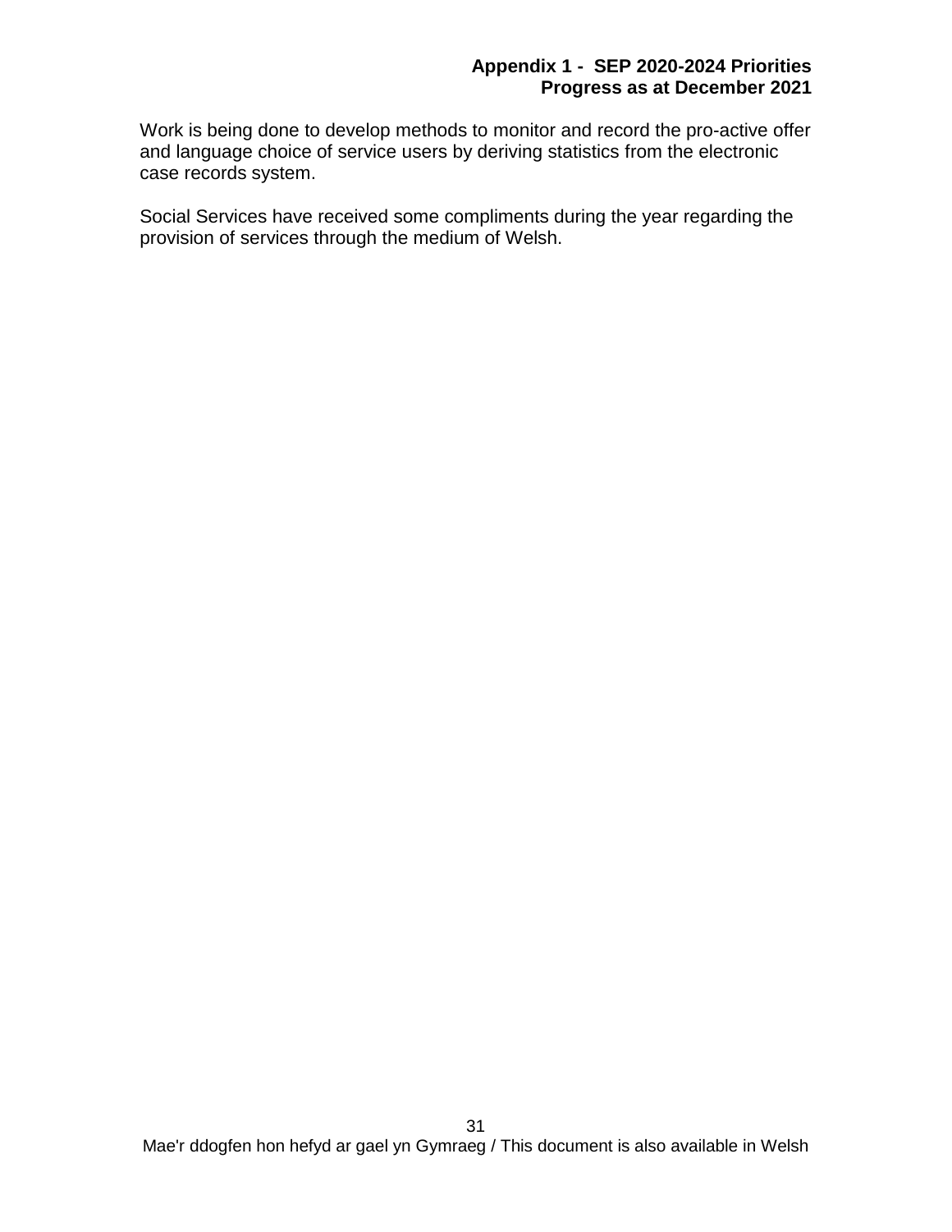Work is being done to develop methods to monitor and record the pro-active offer and language choice of service users by deriving statistics from the electronic case records system.

Social Services have received some compliments during the year regarding the provision of services through the medium of Welsh.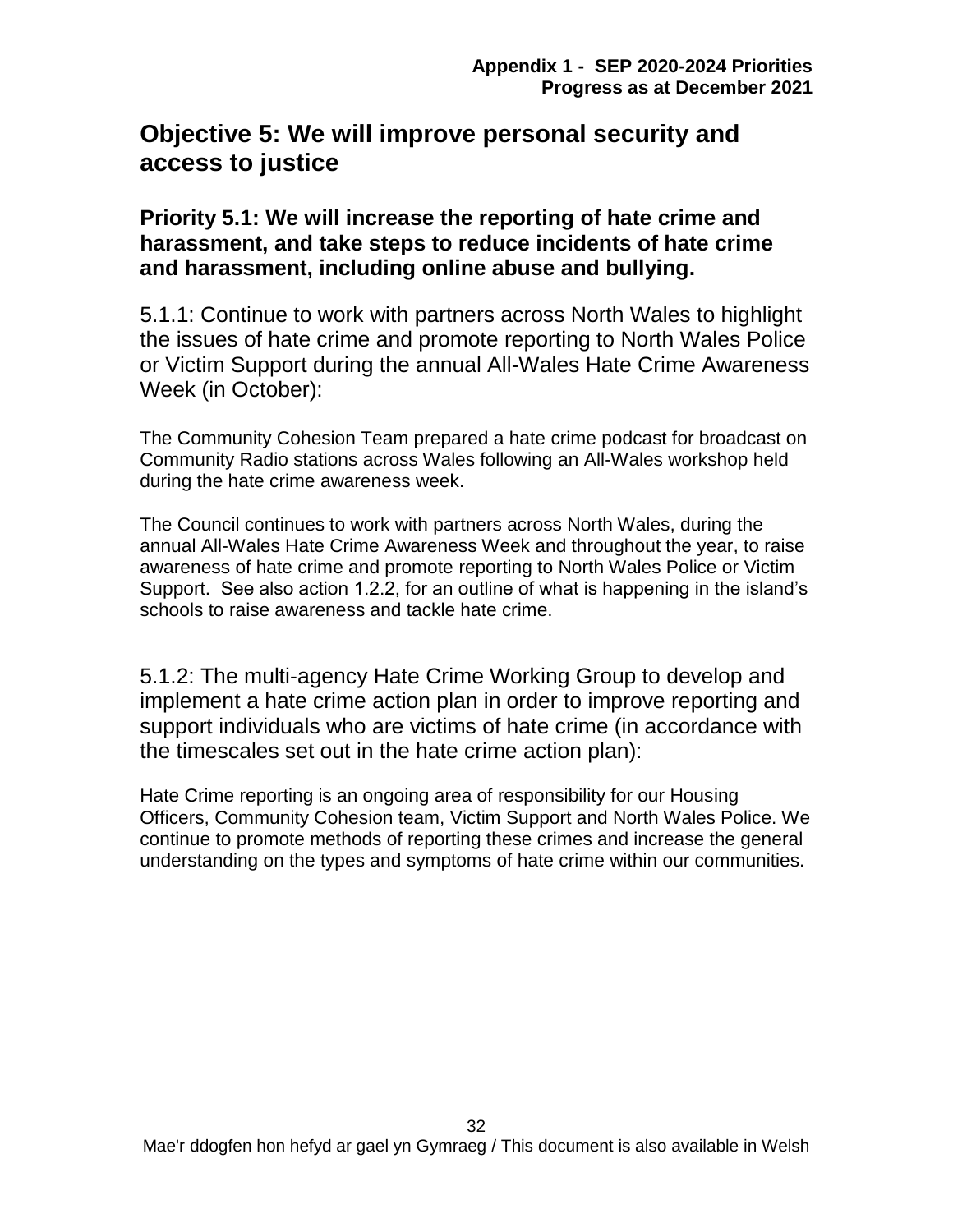## Objective 5: We will improve personal security and access to justice

### Priority 5.1: We will increase the reporting of hate crime and harassment, and take steps to reduce incidents of hate crime and harassment, including online abuse and bullying.

5.1.1: Continue to work with partners across North Wales to highlight the issues of hate crime and promote reporting to North Wales Police or Victim Support during the annual All-Wales Hate Crime Awareness Week (in October):

The Community Cohesion Team prepared a hate crime podcast for broadcast on Community Radio stations across Wales following an All-Wales workshop held during the hate crime awareness week.

The Council continues to work with partners across North Wales, during the annual All-Wales Hate Crime Awareness Week and throughout the year, to raise awareness of hate crime and promote reporting to North Wales Police or Victim Support. See also action 1.2.2, for an outline of what is happening in the island's schools to raise awareness and tackle hate crime.

5.1.2: The multi-agency Hate Crime Working Group to develop and implement a hate crime action plan in order to improve reporting and support individuals who are victims of hate crime (in accordance with the timescales set out in the hate crime action plan):

Hate Crime reporting is an ongoing area of responsibility for our Housing Officers, Community Cohesion team, Victim Support and North Wales Police. We continue to promote methods of reporting these crimes and increase the general understanding on the types and symptoms of hate crime within our communities.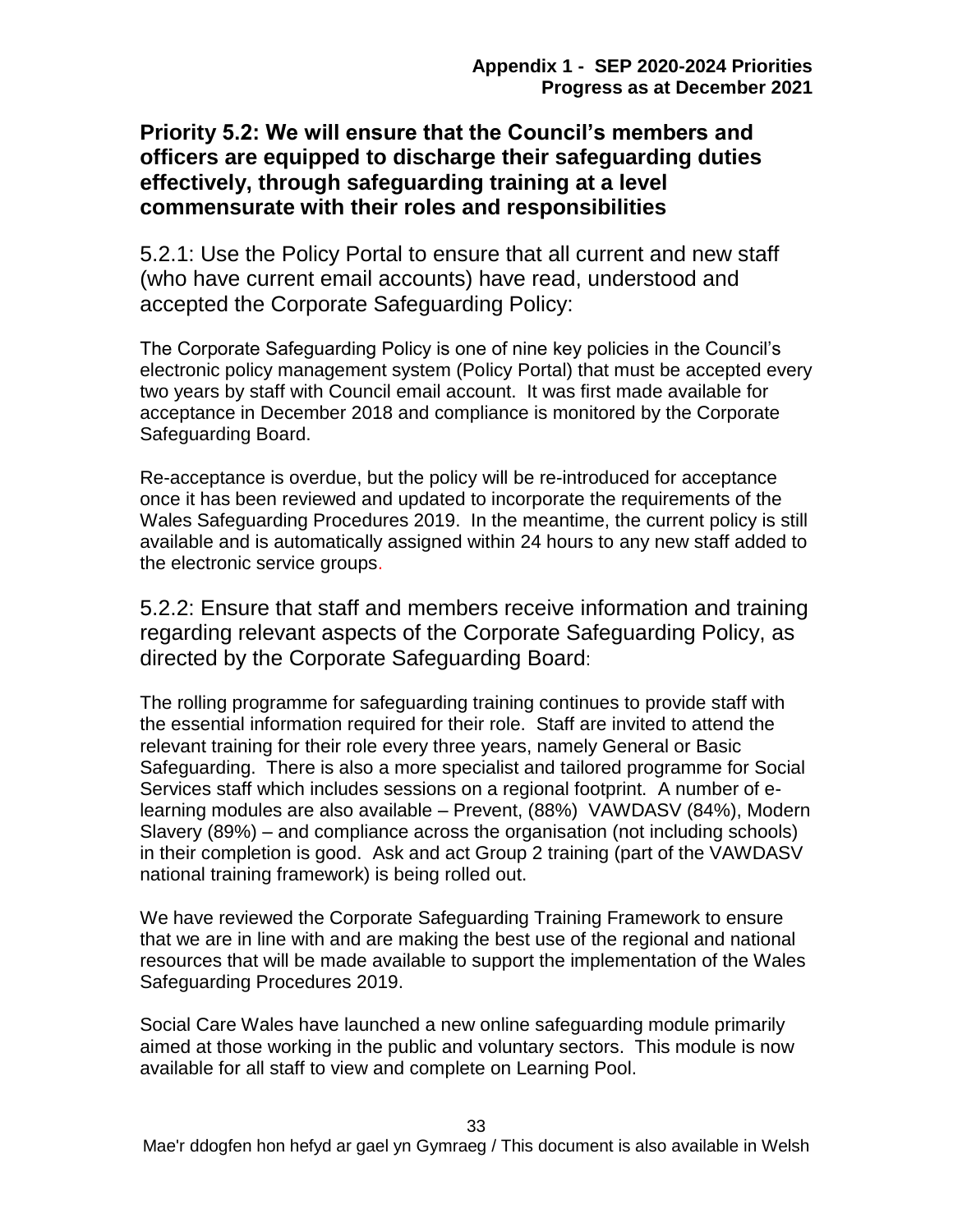## Priority 5.2: We will ensure that the Council's members and officers are equipped to discharge their safeguarding duties effectively, through safeguarding training at a level commensurate with their roles and responsibilities

### 5.2.1: Use the Policy Portal to ensure that all current and new staff (who have current email accounts) have read, understood and accepted the Corporate Safeguarding Policy:

The Corporate Safeguarding Policy is one of nine key policies in the Council's electronic policy management system (Policy Portal) that must be accepted every two years by staff with Council email account. It was first made available for acceptance in December 2018 and compliance is monitored by the Corporate Safeguarding Board.

Re-acceptance is overdue, but the policy will be re-introduced for acceptance once it has been reviewed and updated to incorporate the requirements of the Wales Safeguarding Procedures 2019. In the meantime, the current policy is still available and is automatically assigned within 24 hours to any new staff added to the electronic service groups.

### 5.2.2: Ensure that staff and members receive information and training regarding relevant aspects of the Corporate Safeguarding Policy, as directed by the Corporate Safeguarding Board:

The rolling programme for safeguarding training continues to provide staff with the essential information required for their role. Staff are invited to attend the relevant training for their role every three years, namely General or Basic Safeguarding. There is also a more specialist and tailored programme for Social Services staff which includes sessions on a regional footprint. A number of e-learning modules are also available – Prevent, (88%) VAWDASV (84%), Modern Slavery (89%) – and compliance across the organisation (not including schools) in their completion is good. Ask and act Group 2 training (part of the VAWDASV national training framework) is being rolled out.

We have reviewed the Corporate Safeguarding Training Framework to ensure that we are in line with and are making the best use of the regional and national resources that will be made available to support the implementation of the Wales Safeguarding Procedures 2019.

Social Care Wales have launched a new online safeguarding module primarily aimed at those working in the public and voluntary sectors. This module is now available for all staff to view and complete on Learning Pool.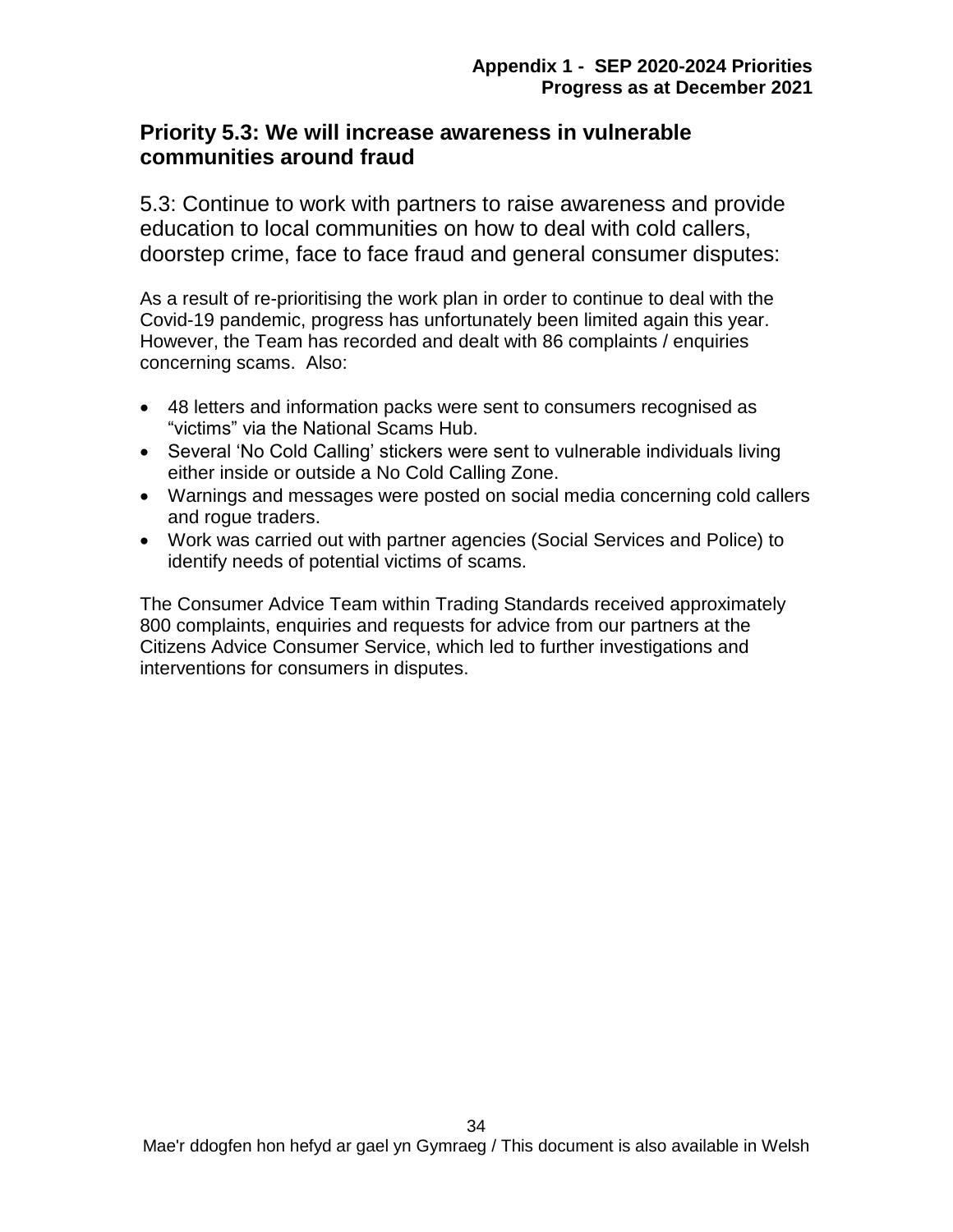## Priority 5.3: We will increase awareness in vulnerable communities around fraud

5.3: Continue to work with partners to raise awareness and provide education to local communities on how to deal with cold callers, doorstep crime, face to face fraud and general consumer disputes:

As a result of re-prioritising the work plan in order to continue to deal with the Covid-19 pandemic, progress has unfortunately been limited again this year. However, the Team has recorded and dealt with 86 complaints / enquiries concerning scams. Also:

- 48 letters and information packs were sent to consumers recognised as "victims" via the National Scams Hub.
- Several 'No Cold Calling' stickers were sent to vulnerable individuals living either inside or outside a No Cold Calling Zone.
- Warnings and messages were posted on social media concerning cold callers and rogue traders.
- Work was carried out with partner agencies (Social Services and Police) to identify needs of potential victims of scams.

The Consumer Advice Team within Trading Standards received approximately 800 complaints, enquiries and requests for advice from our partners at the Citizens Advice Consumer Service, which led to further investigations and interventions for consumers in disputes.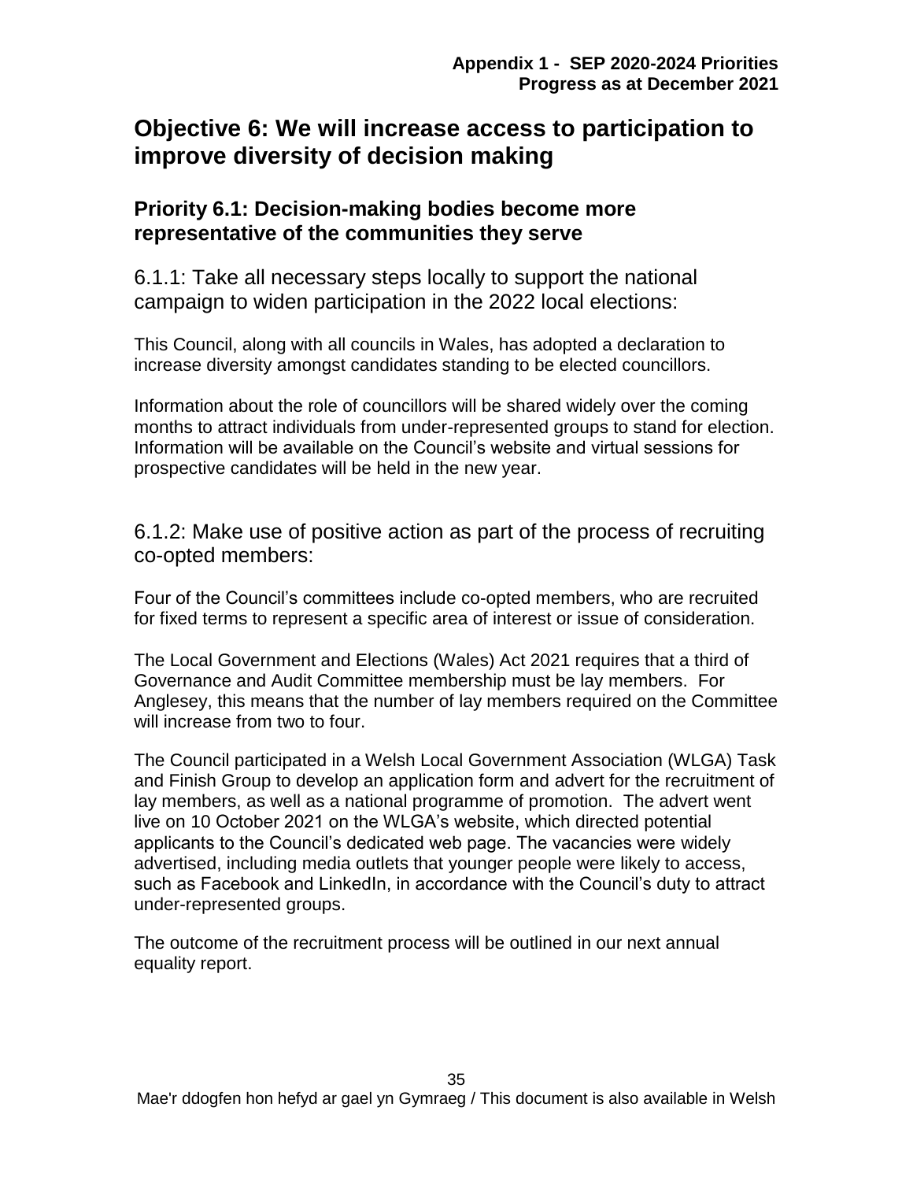# Objective 6: We will increase access to participation to improve diversity of decision making

## Priority 6.1: Decision-making bodies become more representative of the communities they serve

### 6.1.1: Take all necessary steps locally to support the national campaign to widen participation in the 2022 local elections:

This Council, along with all councils in Wales, has adopted a declaration to increase diversity amongst candidates standing to be elected councillors.

Information about the role of councillors will be shared widely over the coming months to attract individuals from under-represented groups to stand for election. Information will be available on the Council's website and virtual sessions for prospective candidates will be held in the new year.

### 6.1.2: Make use of positive action as part of the process of recruiting co-opted members:

Four of the Council's committees include co-opted members, who are recruited for fixed terms to represent a specific area of interest or issue of consideration.

The Local Government and Elections (Wales) Act 2021 requires that a third of Governance and Audit Committee membership must be lay members. For Anglesey, this means that the number of lay members required on the Committee will increase from two to four.

The Council participated in a Welsh Local Government Association (WLGA) Task and Finish Group to develop an application form and advert for the recruitment of lay members, as well as a national programme of promotion. The advert went live on 10 October 2021 on the WLGA's website, which directed potential applicants to the Council's dedicated web page. The vacancies were widely advertised, including media outlets that younger people were likely to access, such as Facebook and LinkedIn, in accordance with the Council's duty to attract under-represented groups.

The outcome of the recruitment process will be outlined in our next annual equality report.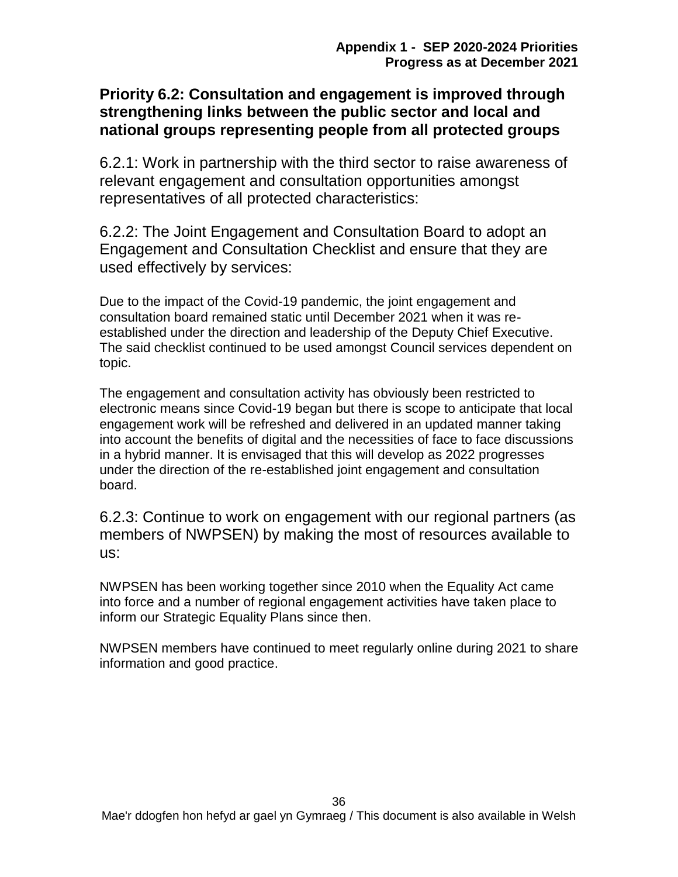## Priority 6.2: Consultation and engagement is improved through strengthening links between the public sector and local and national groups representing people from all protected groups

### 6.2.1: Work in partnership with the third sector to raise awareness of relevant engagement and consultation opportunities amongst representatives of all protected characteristics:

### 6.2.2: The Joint Engagement and Consultation Board to adopt an Engagement and Consultation Checklist and ensure that they are used effectively by services:

Due to the impact of the Covid-19 pandemic, the joint engagement and consultation board remained static until December 2021 when it was re-established under the direction and leadership of the Deputy Chief Executive. The said checklist continued to be used amongst Council services dependent on topic.

The engagement and consultation activity has obviously been restricted to electronic means since Covid-19 began but there is scope to anticipate that local engagement work will be refreshed and delivered in an updated manner taking into account the benefits of digital and the necessities of face to face discussions in a hybrid manner. It is envisaged that this will develop as 2022 progresses under the direction of the re-established joint engagement and consultation board.

### 6.2.3: Continue to work on engagement with our regional partners (as members of NWPSEN) by making the most of resources available to us:

NWPSEN has been working together since 2010 when the Equality Act came into force and a number of regional engagement activities have taken place to inform our Strategic Equality Plans since then.

NWPSEN members have continued to meet regularly online during 2021 to share information and good practice.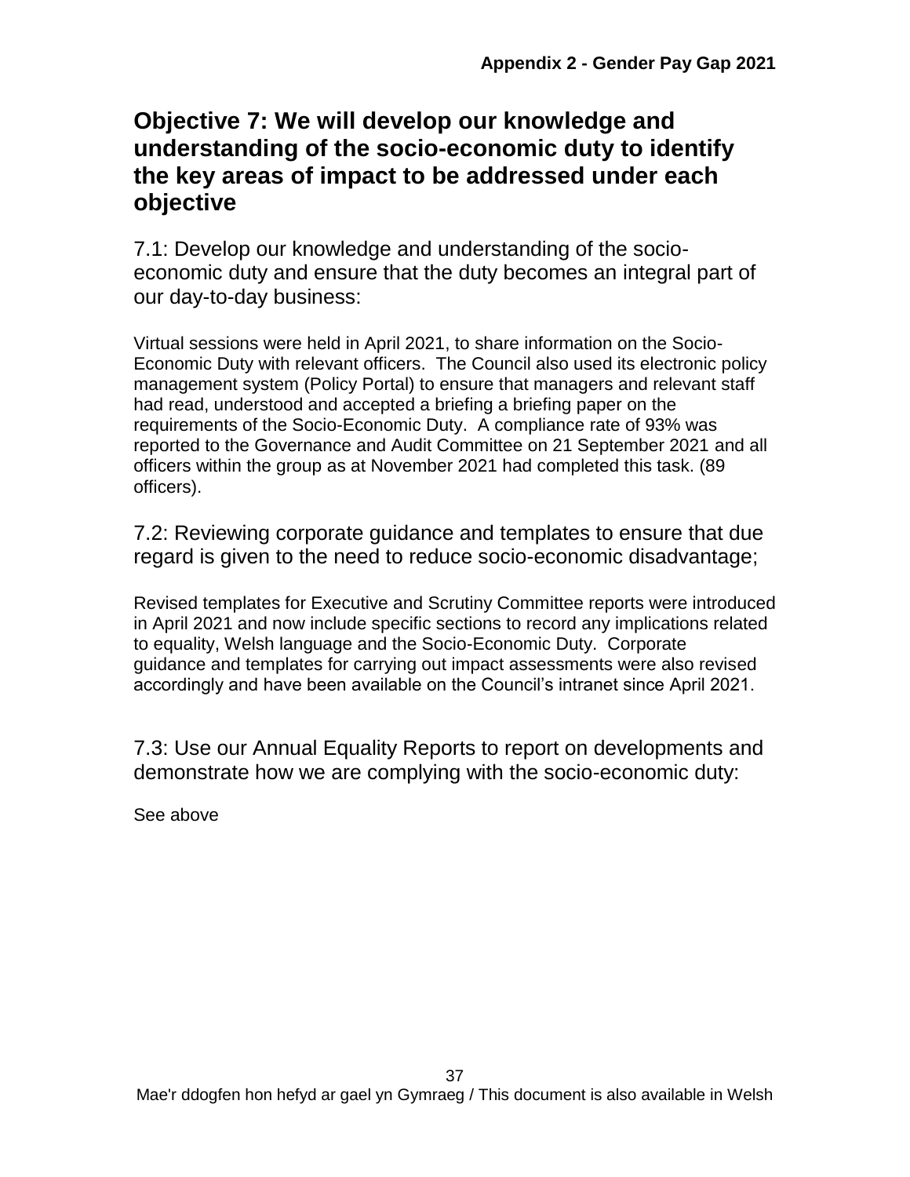## Objective 7: We will develop our knowledge and understanding of the socio-economic duty to identify the key areas of impact to be addressed under each objective

7.1: Develop our knowledge and understanding of the socio-economic duty and ensure that the duty becomes an integral part of our day-to-day business:

Virtual sessions were held in April 2021, to share information on the Socio-Economic Duty with relevant officers. The Council also used its electronic policy management system (Policy Portal) to ensure that managers and relevant staff had read, understood and accepted a briefing a briefing paper on the requirements of the Socio-Economic Duty. A compliance rate of 93% was reported to the Governance and Audit Committee on 21 September 2021 and all officers within the group as at November 2021 had completed this task. (89 officers).

7.2: Reviewing corporate guidance and templates to ensure that due regard is given to the need to reduce socio-economic disadvantage;

Revised templates for Executive and Scrutiny Committee reports were introduced in April 2021 and now include specific sections to record any implications related to equality, Welsh language and the Socio-Economic Duty. Corporate guidance and templates for carrying out impact assessments were also revised accordingly and have been available on the Council's intranet since April 2021.

7.3: Use our Annual Equality Reports to report on developments and demonstrate how we are complying with the socio-economic duty:

See above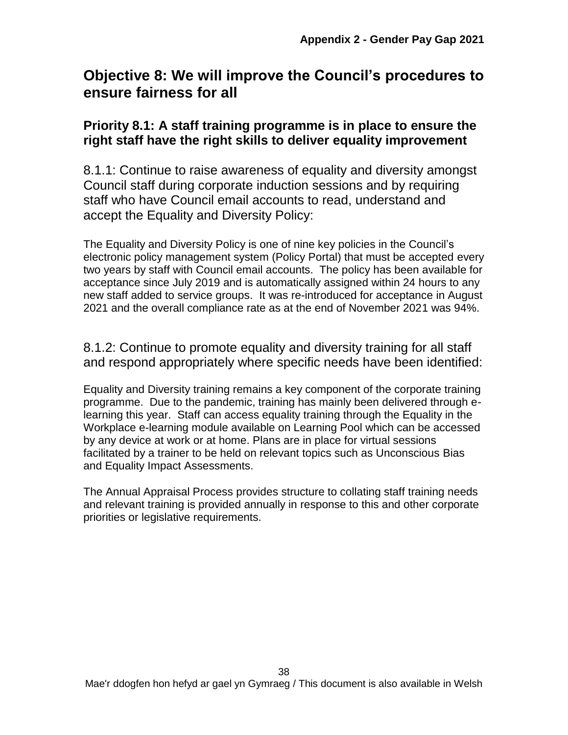# Objective 8: We will improve the Council's procedures to ensure fairness for all

## Priority 8.1: A staff training programme is in place to ensure the right staff have the right skills to deliver equality improvement

### 8.1.1: Continue to raise awareness of equality and diversity amongst Council staff during corporate induction sessions and by requiring staff who have Council email accounts to read, understand and accept the Equality and Diversity Policy:

The Equality and Diversity Policy is one of nine key policies in the Council's electronic policy management system (Policy Portal) that must be accepted every two years by staff with Council email accounts. The policy has been available for acceptance since July 2019 and is automatically assigned within 24 hours to any new staff added to service groups. It was re-introduced for acceptance in August 2021 and the overall compliance rate as at the end of November 2021 was 94%.

### 8.1.2: Continue to promote equality and diversity training for all staff and respond appropriately where specific needs have been identified:

Equality and Diversity training remains a key component of the corporate training programme. Due to the pandemic, training has mainly been delivered through e-learning this year. Staff can access equality training through the Equality in the Workplace e-learning module available on Learning Pool which can be accessed by any device at work or at home. Plans are in place for virtual sessions facilitated by a trainer to be held on relevant topics such as Unconscious Bias and Equality Impact Assessments.

The Annual Appraisal Process provides structure to collating staff training needs and relevant training is provided annually in response to this and other corporate priorities or legislative requirements.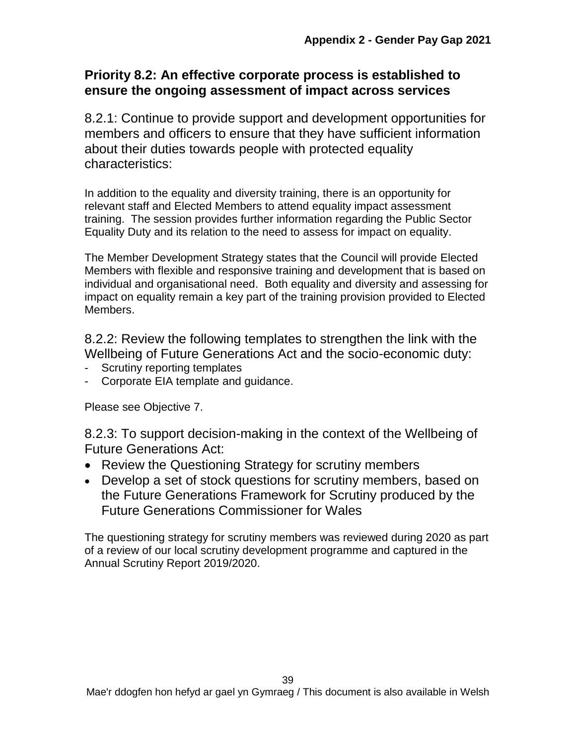## Priority 8.2: An effective corporate process is established to ensure the ongoing assessment of impact across services

8.2.1: Continue to provide support and development opportunities for members and officers to ensure that they have sufficient information about their duties towards people with protected equality characteristics:

In addition to the equality and diversity training, there is an opportunity for relevant staff and Elected Members to attend equality impact assessment training. The session provides further information regarding the Public Sector Equality Duty and its relation to the need to assess for impact on equality.

The Member Development Strategy states that the Council will provide Elected Members with flexible and responsive training and development that is based on individual and organisational need. Both equality and diversity and assessing for impact on equality remain a key part of the training provision provided to Elected Members.

8.2.2: Review the following templates to strengthen the link with the Wellbeing of Future Generations Act and the socio-economic duty:

- Scrutiny reporting templates
- Corporate EIA template and guidance.

Please see Objective 7.

8.2.3: To support decision-making in the context of the Wellbeing of Future Generations Act:

- Review the Questioning Strategy for scrutiny members
- Develop a set of stock questions for scrutiny members, based on the Future Generations Framework for Scrutiny produced by the Future Generations Commissioner for Wales

The questioning strategy for scrutiny members was reviewed during 2020 as part of a review of our local scrutiny development programme and captured in the Annual Scrutiny Report 2019/2020.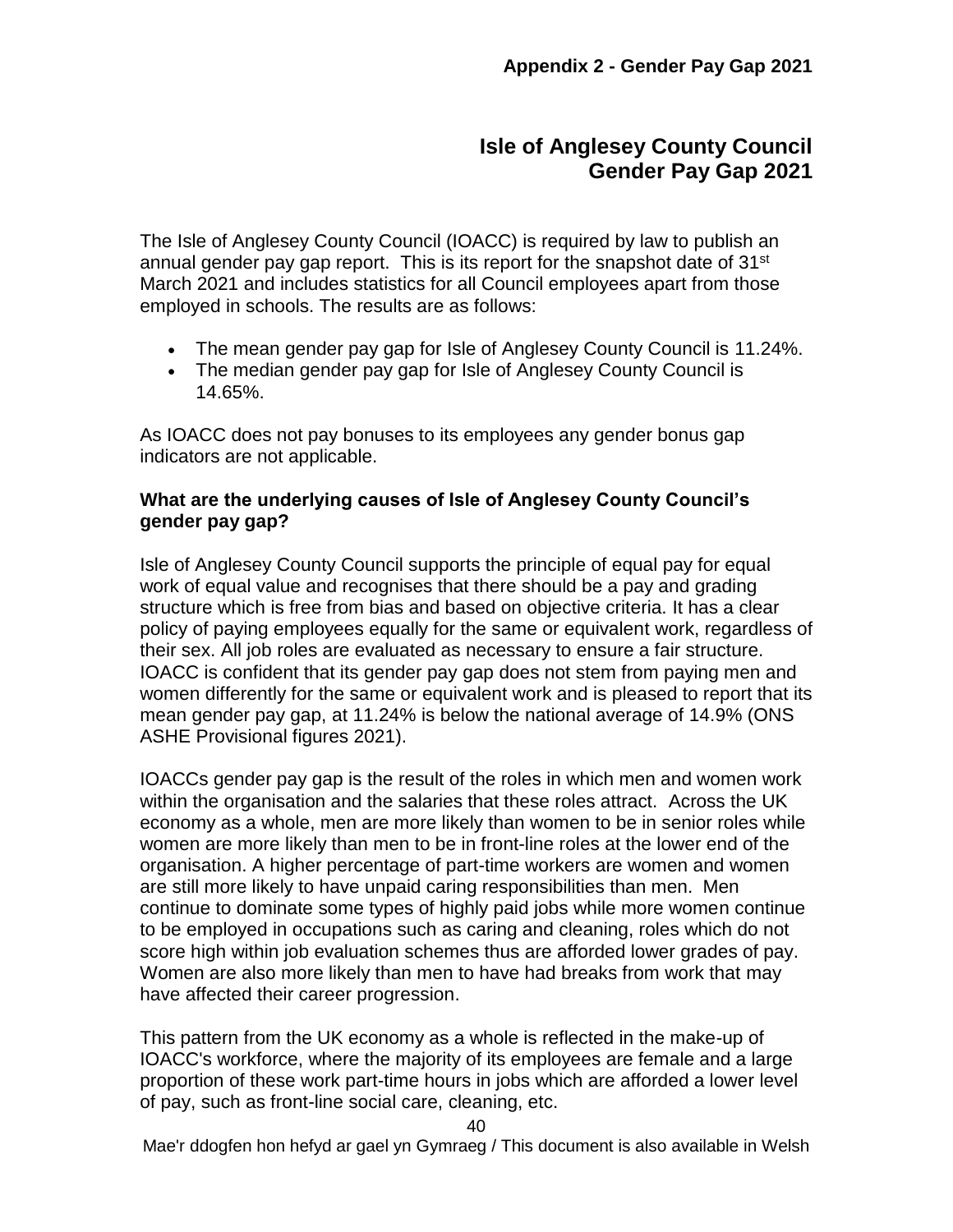**Appendix 2 - Gender Pay Gap 2021**

# Isle of Anglesey County Council Gender Pay Gap 2021

The Isle of Anglesey County Council (IOACC) is required by law to publish an annual gender pay gap report. This is its report for the snapshot date of 31st March 2021 and includes statistics for all Council employees apart from those employed in schools. The results are as follows:

- The mean gender pay gap for Isle of Anglesey County Council is 11.24%.
- The median gender pay gap for Isle of Anglesey County Council is 14.65%.

As IOACC does not pay bonuses to its employees any gender bonus gap indicators are not applicable.

**What are the underlying causes of Isle of Anglesey County Council's gender pay gap?**

Isle of Anglesey County Council supports the principle of equal pay for equal work of equal value and recognises that there should be a pay and grading structure which is free from bias and based on objective criteria. It has a clear policy of paying employees equally for the same or equivalent work, regardless of their sex. All job roles are evaluated as necessary to ensure a fair structure. IOACC is confident that its gender pay gap does not stem from paying men and women differently for the same or equivalent work and is pleased to report that its mean gender pay gap, at 11.24% is below the national average of 14.9% (ONS ASHE Provisional figures 2021).

IOACCs gender pay gap is the result of the roles in which men and women work within the organisation and the salaries that these roles attract. Across the UK economy as a whole, men are more likely than women to be in senior roles while women are more likely than men to be in front-line roles at the lower end of the organisation. A higher percentage of part-time workers are women and women are still more likely to have unpaid caring responsibilities than men. Men continue to dominate some types of highly paid jobs while more women continue to be employed in occupations such as caring and cleaning, roles which do not score high within job evaluation schemes thus are afforded lower grades of pay. Women are also more likely than men to have had breaks from work that may have affected their career progression.

This pattern from the UK economy as a whole is reflected in the make-up of IOACC's workforce, where the majority of its employees are female and a large proportion of these work part-time hours in jobs which are afforded a lower level of pay, such as front-line social care, cleaning, etc.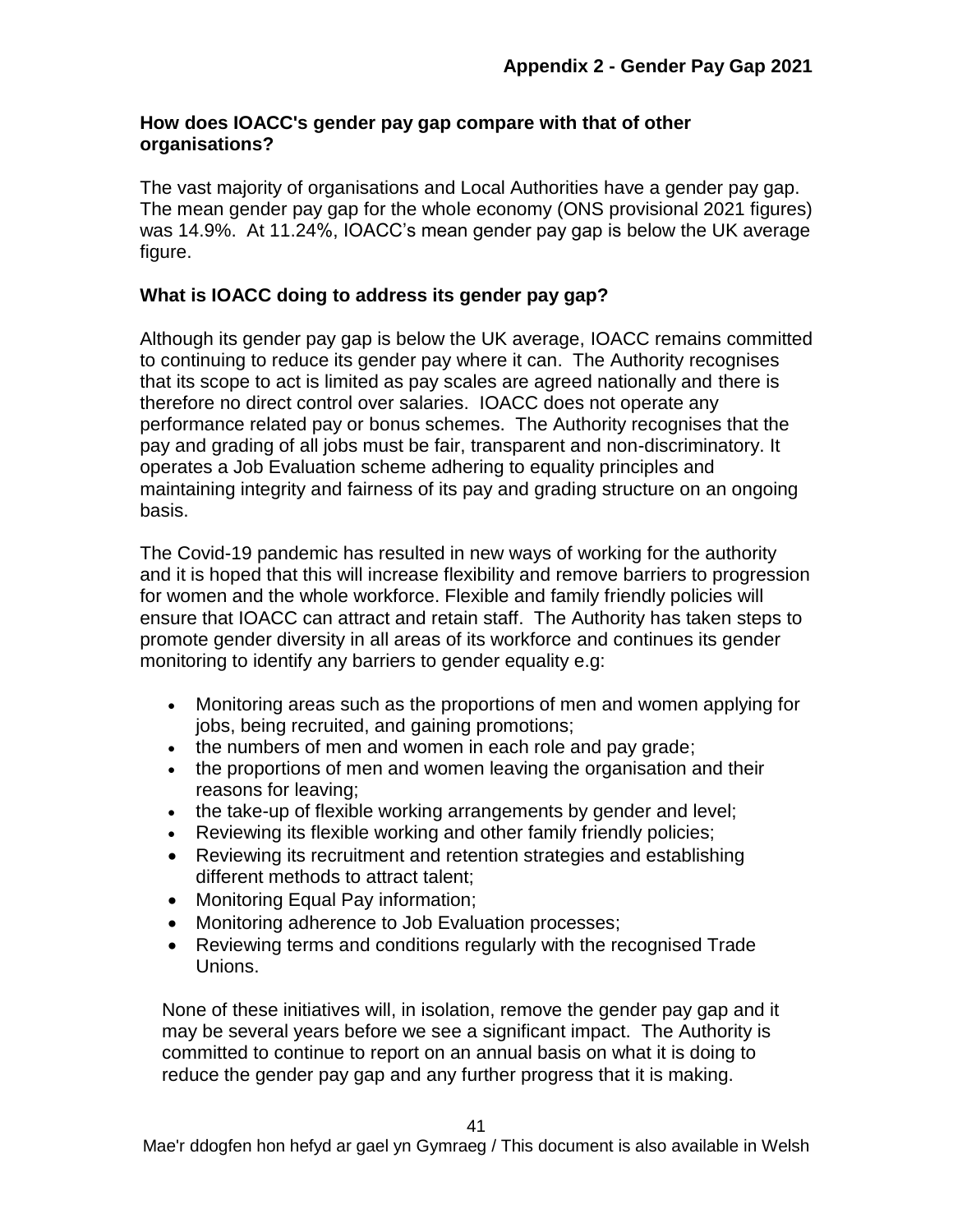## How does IOACC's gender pay gap compare with that of other organisations?

The vast majority of organisations and Local Authorities have a gender pay gap. The mean gender pay gap for the whole economy (ONS provisional 2021 figures) was 14.9%. At 11.24%, IOACC's mean gender pay gap is below the UK average figure.

## What is IOACC doing to address its gender pay gap?

Although its gender pay gap is below the UK average, IOACC remains committed to continuing to reduce its gender pay where it can. The Authority recognises that its scope to act is limited as pay scales are agreed nationally and there is therefore no direct control over salaries. IOACC does not operate any performance related pay or bonus schemes. The Authority recognises that the pay and grading of all jobs must be fair, transparent and non-discriminatory. It operates a Job Evaluation scheme adhering to equality principles and maintaining integrity and fairness of its pay and grading structure on an ongoing basis.

The Covid-19 pandemic has resulted in new ways of working for the authority and it is hoped that this will increase flexibility and remove barriers to progression for women and the whole workforce. Flexible and family friendly policies will ensure that IOACC can attract and retain staff. The Authority has taken steps to promote gender diversity in all areas of its workforce and continues its gender monitoring to identify any barriers to gender equality e.g:

- Monitoring areas such as the proportions of men and women applying for jobs, being recruited, and gaining promotions;
- the numbers of men and women in each role and pay grade;
- the proportions of men and women leaving the organisation and their reasons for leaving;
- the take-up of flexible working arrangements by gender and level;
- Reviewing its flexible working and other family friendly policies;
- Reviewing its recruitment and retention strategies and establishing different methods to attract talent;
- Monitoring Equal Pay information;
- Monitoring adherence to Job Evaluation processes;
- Reviewing terms and conditions regularly with the recognised Trade Unions.

None of these initiatives will, in isolation, remove the gender pay gap and it may be several years before we see a significant impact. The Authority is committed to continue to report on an annual basis on what it is doing to reduce the gender pay gap and any further progress that it is making.